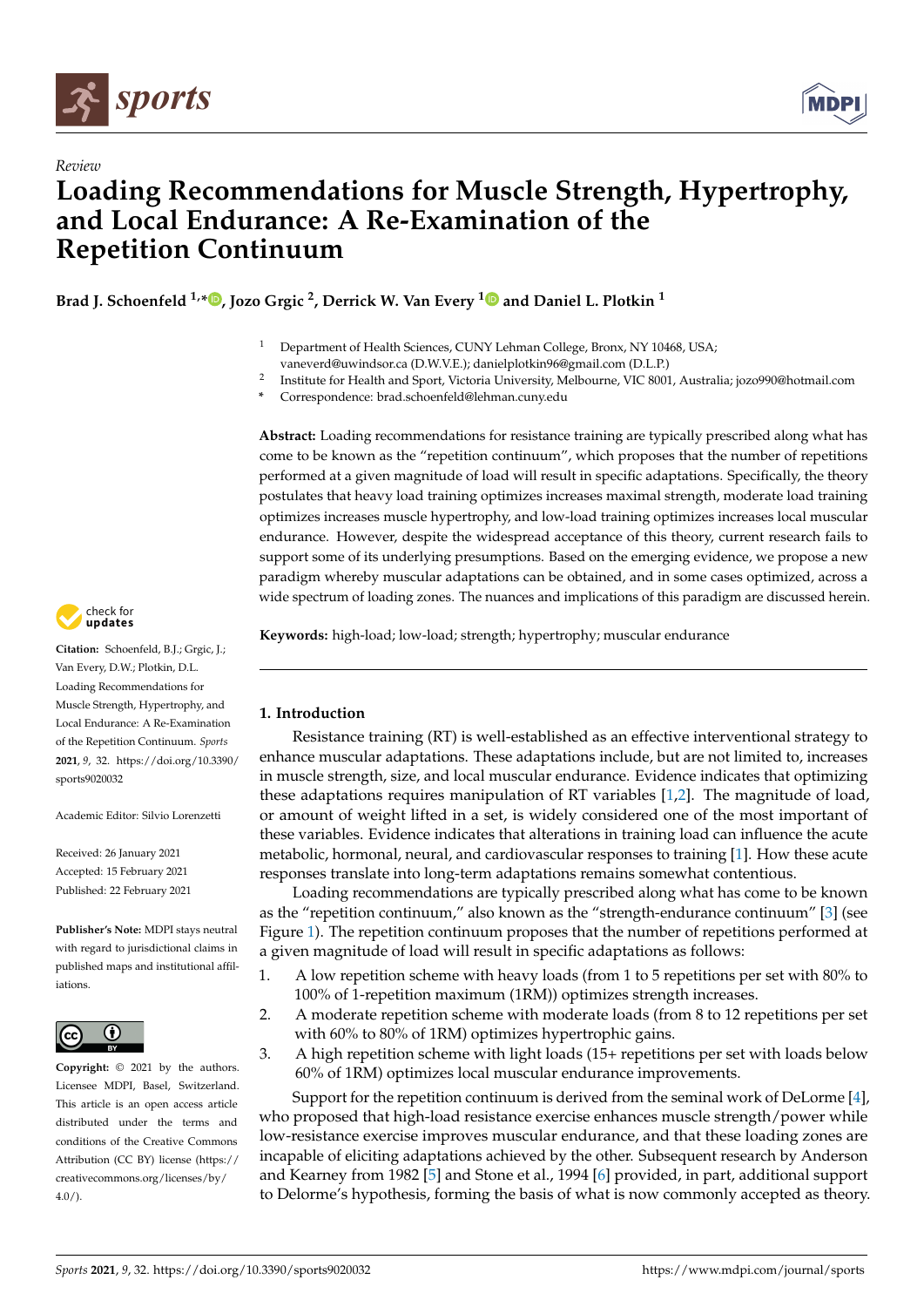*Review*

# Loading Recommendations for Muscle Strength, Hypertrophy, and Local Endurance: A Re-Examination of the Repetition Continuum

**Brad J. Schoenfeld [1,*], Jozo Grgic [2], Derrick W. Van Every [1] and Daniel L. Plotkin [1]**

[1] Department of Health Sciences, CUNY Lehman College, Bronx, NY 10468, USA; vaneverd@uwindsor.ca (D.W.V.E.); danielplotkin96@gmail.com (D.L.P.)

[2] Institute for Health and Sport, Victoria University, Melbourne, VIC 8001, Australia; jozo990@hotmail.com

\* Correspondence: brad.schoenfeld@lehman.cuny.edu

**Abstract:** Loading recommendations for resistance training are typically prescribed along what has come to be known as the "repetition continuum", which proposes that the number of repetitions performed at a given magnitude of load will result in specific adaptations. Specifically, the theory postulates that heavy load training optimizes increases maximal strength, moderate load training optimizes increases muscle hypertrophy, and low-load training optimizes increases local muscular endurance. However, despite the widespread acceptance of this theory, current research fails to support some of its underlying presumptions. Based on the emerging evidence, we propose a new paradigm whereby muscular adaptations can be obtained, and in some cases optimized, across a wide spectrum of loading zones. The nuances and implications of this paradigm are discussed herein.

**Keywords:** high-load; low-load; strength; hypertrophy; muscular endurance

**Citation:** Schoenfeld, B.J.; Grgic, J.; Van Every, D.W.; Plotkin, D.L. Loading Recommendations for Muscle Strength, Hypertrophy, and Local Endurance: A Re-Examination of the Repetition Continuum. *Sports* **2021**, *9*, 32. https://doi.org/10.3390/sports9020032

Academic Editor: Silvio Lorenzetti

Received: 26 January 2021
Accepted: 15 February 2021
Published: 22 February 2021

**Publisher's Note:** MDPI stays neutral with regard to jurisdictional claims in published maps and institutional affiliations.

**Copyright:** © 2021 by the authors. Licensee MDPI, Basel, Switzerland. This article is an open access article distributed under the terms and conditions of the Creative Commons Attribution (CC BY) license (https://creativecommons.org/licenses/by/4.0/).

## 1. Introduction

Resistance training (RT) is well-established as an effective interventional strategy to enhance muscular adaptations. These adaptations include, but are not limited to, increases in muscle strength, size, and local muscular endurance. Evidence indicates that optimizing these adaptations requires manipulation of RT variables [1,2]. The magnitude of load, or amount of weight lifted in a set, is widely considered one of the most important of these variables. Evidence indicates that alterations in training load can influence the acute metabolic, hormonal, neural, and cardiovascular responses to training [1]. How these acute responses translate into long-term adaptations remains somewhat contentious.

Loading recommendations are typically prescribed along what has come to be known as the "repetition continuum," also known as the "strength-endurance continuum" [3] (see Figure 1). The repetition continuum proposes that the number of repetitions performed at a given magnitude of load will result in specific adaptations as follows:

1. A low repetition scheme with heavy loads (from 1 to 5 repetitions per set with 80% to 100% of 1-repetition maximum (1RM)) optimizes strength increases.
2. A moderate repetition scheme with moderate loads (from 8 to 12 repetitions per set with 60% to 80% of 1RM) optimizes hypertrophic gains.
3. A high repetition scheme with light loads (15+ repetitions per set with loads below 60% of 1RM) optimizes local muscular endurance improvements.

Support for the repetition continuum is derived from the seminal work of DeLorme [4], who proposed that high-load resistance exercise enhances muscle strength/power while low-resistance exercise improves muscular endurance, and that these loading zones are incapable of eliciting adaptations achieved by the other. Subsequent research by Anderson and Kearney from 1982 [5] and Stone et al., 1994 [6] provided, in part, additional support to Delorme's hypothesis, forming the basis of what is now commonly accepted as theory.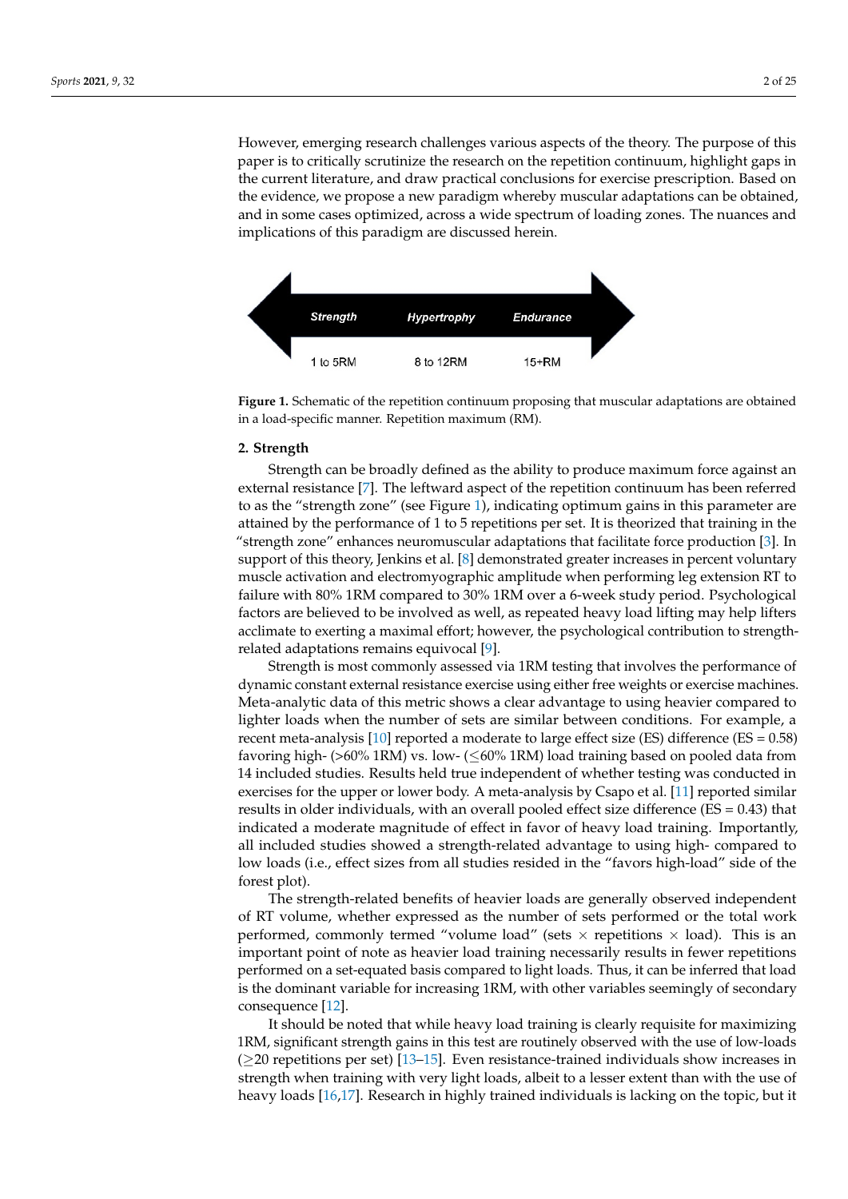However, emerging research challenges various aspects of the theory. The purpose of this paper is to critically scrutinize the research on the repetition continuum, highlight gaps in the current literature, and draw practical conclusions for exercise prescription. Based on the evidence, we propose a new paradigm whereby muscular adaptations can be obtained, and in some cases optimized, across a wide spectrum of loading zones. The nuances and implications of this paradigm are discussed herein.

| Strength | Hypertrophy | Endurance |
|---|---|---|
| 1 to 5RM | 8 to 12RM | 15+RM |

**Figure 1.** Schematic of the repetition continuum proposing that muscular adaptations are obtained in a load-specific manner. Repetition maximum (RM).

## 2. Strength

Strength can be broadly defined as the ability to produce maximum force against an external resistance [7]. The leftward aspect of the repetition continuum has been referred to as the "strength zone" (see Figure 1), indicating optimum gains in this parameter are attained by the performance of 1 to 5 repetitions per set. It is theorized that training in the "strength zone" enhances neuromuscular adaptations that facilitate force production [3]. In support of this theory, Jenkins et al. [8] demonstrated greater increases in percent voluntary muscle activation and electromyographic amplitude when performing leg extension RT to failure with 80% 1RM compared to 30% 1RM over a 6-week study period. Psychological factors are believed to be involved as well, as repeated heavy load lifting may help lifters acclimate to exerting a maximal effort; however, the psychological contribution to strength-related adaptations remains equivocal [9].

Strength is most commonly assessed via 1RM testing that involves the performance of dynamic constant external resistance exercise using either free weights or exercise machines. Meta-analytic data of this metric shows a clear advantage to using heavier compared to lighter loads when the number of sets are similar between conditions. For example, a recent meta-analysis [10] reported a moderate to large effect size (ES) difference (ES = 0.58) favoring high- (>60% 1RM) vs. low- ($\leq$60% 1RM) load training based on pooled data from 14 included studies. Results held true independent of whether testing was conducted in exercises for the upper or lower body. A meta-analysis by Csapo et al. [11] reported similar results in older individuals, with an overall pooled effect size difference (ES = 0.43) that indicated a moderate magnitude of effect in favor of heavy load training. Importantly, all included studies showed a strength-related advantage to using high- compared to low loads (i.e., effect sizes from all studies resided in the "favors high-load" side of the forest plot).

The strength-related benefits of heavier loads are generally observed independent of RT volume, whether expressed as the number of sets performed or the total work performed, commonly termed "volume load" (sets $\times$ repetitions $\times$ load). This is an important point of note as heavier load training necessarily results in fewer repetitions performed on a set-equated basis compared to light loads. Thus, it can be inferred that load is the dominant variable for increasing 1RM, with other variables seemingly of secondary consequence [12].

It should be noted that while heavy load training is clearly requisite for maximizing 1RM, significant strength gains in this test are routinely observed with the use of low-loads ($\geq$20 repetitions per set) [13–15]. Even resistance-trained individuals show increases in strength when training with very light loads, albeit to a lesser extent than with the use of heavy loads [16,17]. Research in highly trained individuals is lacking on the topic, but it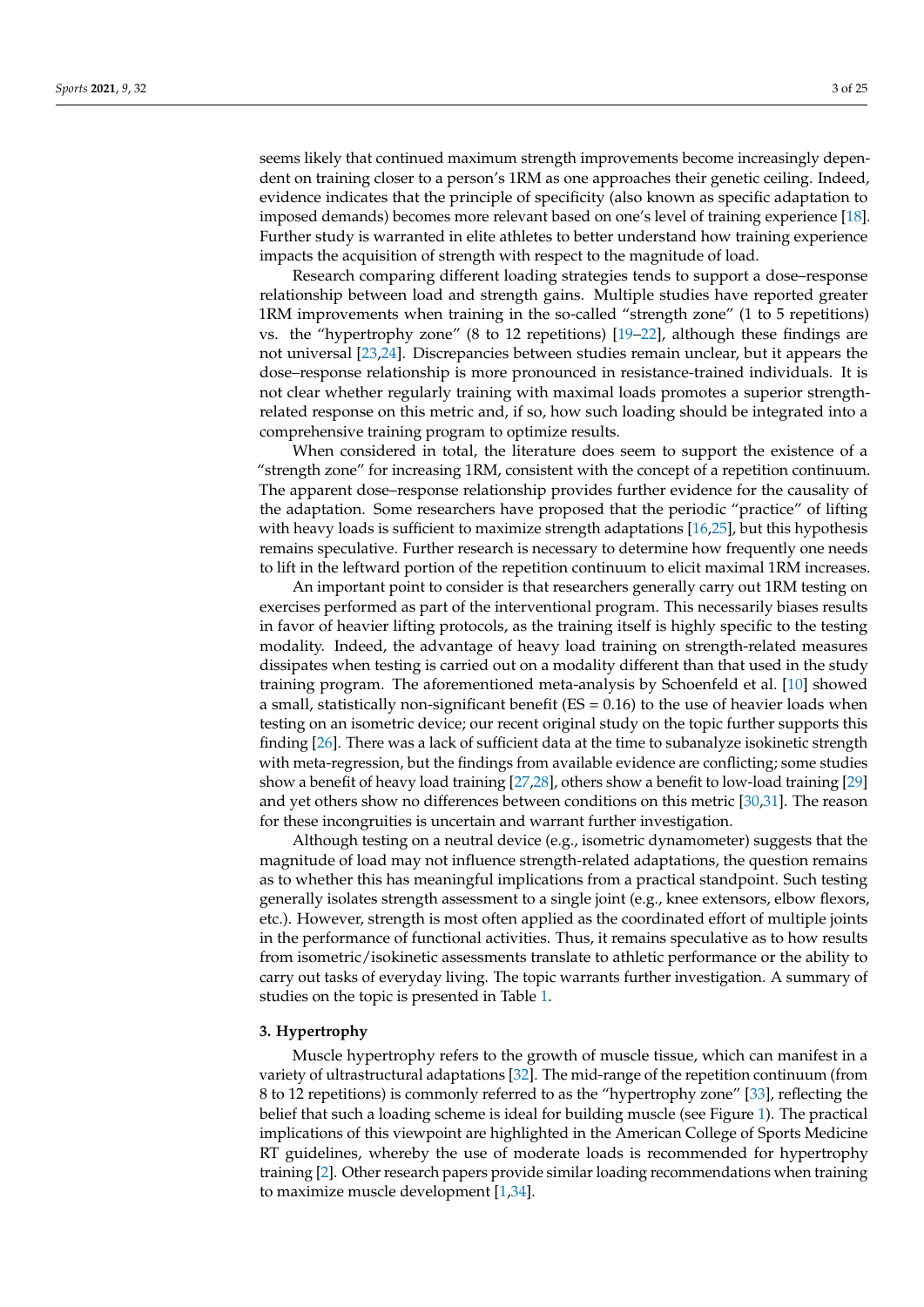seems likely that continued maximum strength improvements become increasingly dependent on training closer to a person's 1RM as one approaches their genetic ceiling. Indeed, evidence indicates that the principle of specificity (also known as specific adaptation to imposed demands) becomes more relevant based on one's level of training experience [18]. Further study is warranted in elite athletes to better understand how training experience impacts the acquisition of strength with respect to the magnitude of load.

Research comparing different loading strategies tends to support a dose–response relationship between load and strength gains. Multiple studies have reported greater 1RM improvements when training in the so-called "strength zone" (1 to 5 repetitions) vs. the "hypertrophy zone" (8 to 12 repetitions) [19–22], although these findings are not universal [23,24]. Discrepancies between studies remain unclear, but it appears the dose–response relationship is more pronounced in resistance-trained individuals. It is not clear whether regularly training with maximal loads promotes a superior strength-related response on this metric and, if so, how such loading should be integrated into a comprehensive training program to optimize results.

When considered in total, the literature does seem to support the existence of a "strength zone" for increasing 1RM, consistent with the concept of a repetition continuum. The apparent dose–response relationship provides further evidence for the causality of the adaptation. Some researchers have proposed that the periodic "practice" of lifting with heavy loads is sufficient to maximize strength adaptations [16,25], but this hypothesis remains speculative. Further research is necessary to determine how frequently one needs to lift in the leftward portion of the repetition continuum to elicit maximal 1RM increases.

An important point to consider is that researchers generally carry out 1RM testing on exercises performed as part of the interventional program. This necessarily biases results in favor of heavier lifting protocols, as the training itself is highly specific to the testing modality. Indeed, the advantage of heavy load training on strength-related measures dissipates when testing is carried out on a modality different than that used in the study training program. The aforementioned meta-analysis by Schoenfeld et al. [10] showed a small, statistically non-significant benefit (ES = 0.16) to the use of heavier loads when testing on an isometric device; our recent original study on the topic further supports this finding [26]. There was a lack of sufficient data at the time to subanalyze isokinetic strength with meta-regression, but the findings from available evidence are conflicting; some studies show a benefit of heavy load training [27,28], others show a benefit to low-load training [29] and yet others show no differences between conditions on this metric [30,31]. The reason for these incongruities is uncertain and warrant further investigation.

Although testing on a neutral device (e.g., isometric dynamometer) suggests that the magnitude of load may not influence strength-related adaptations, the question remains as to whether this has meaningful implications from a practical standpoint. Such testing generally isolates strength assessment to a single joint (e.g., knee extensors, elbow flexors, etc.). However, strength is most often applied as the coordinated effort of multiple joints in the performance of functional activities. Thus, it remains speculative as to how results from isometric/isokinetic assessments translate to athletic performance or the ability to carry out tasks of everyday living. The topic warrants further investigation. A summary of studies on the topic is presented in Table 1.

## 3. Hypertrophy

Muscle hypertrophy refers to the growth of muscle tissue, which can manifest in a variety of ultrastructural adaptations [32]. The mid-range of the repetition continuum (from 8 to 12 repetitions) is commonly referred to as the "hypertrophy zone" [33], reflecting the belief that such a loading scheme is ideal for building muscle (see Figure 1). The practical implications of this viewpoint are highlighted in the American College of Sports Medicine RT guidelines, whereby the use of moderate loads is recommended for hypertrophy training [2]. Other research papers provide similar loading recommendations when training to maximize muscle development [1,34].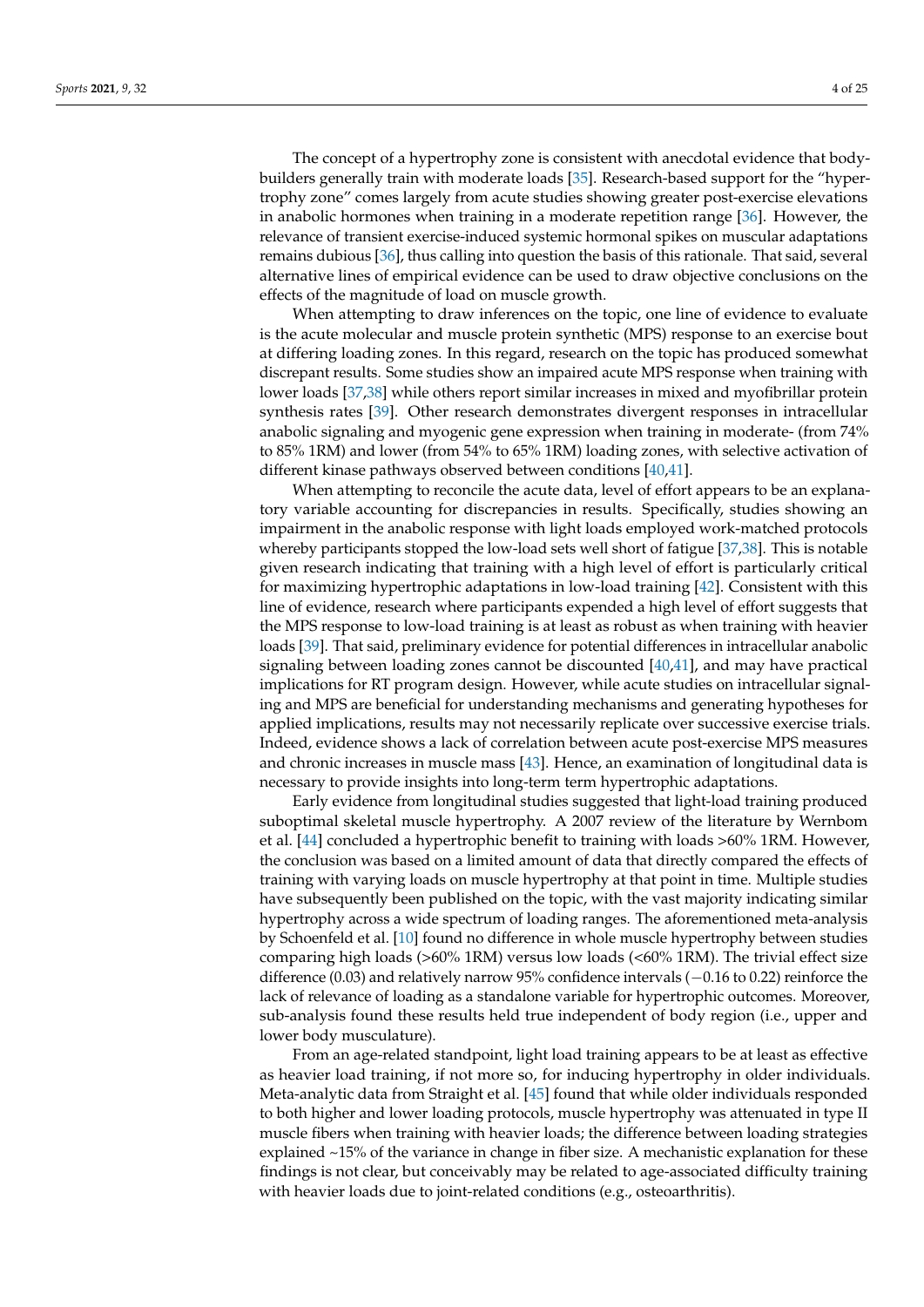The concept of a hypertrophy zone is consistent with anecdotal evidence that bodybuilders generally train with moderate loads [35]. Research-based support for the "hypertrophy zone" comes largely from acute studies showing greater post-exercise elevations in anabolic hormones when training in a moderate repetition range [36]. However, the relevance of transient exercise-induced systemic hormonal spikes on muscular adaptations remains dubious [36], thus calling into question the basis of this rationale. That said, several alternative lines of empirical evidence can be used to draw objective conclusions on the effects of the magnitude of load on muscle growth.

When attempting to draw inferences on the topic, one line of evidence to evaluate is the acute molecular and muscle protein synthetic (MPS) response to an exercise bout at differing loading zones. In this regard, research on the topic has produced somewhat discrepant results. Some studies show an impaired acute MPS response when training with lower loads [37,38] while others report similar increases in mixed and myofibrillar protein synthesis rates [39]. Other research demonstrates divergent responses in intracellular anabolic signaling and myogenic gene expression when training in moderate- (from 74% to 85% 1RM) and lower (from 54% to 65% 1RM) loading zones, with selective activation of different kinase pathways observed between conditions [40,41].

When attempting to reconcile the acute data, level of effort appears to be an explanatory variable accounting for discrepancies in results. Specifically, studies showing an impairment in the anabolic response with light loads employed work-matched protocols whereby participants stopped the low-load sets well short of fatigue [37,38]. This is notable given research indicating that training with a high level of effort is particularly critical for maximizing hypertrophic adaptations in low-load training [42]. Consistent with this line of evidence, research where participants expended a high level of effort suggests that the MPS response to low-load training is at least as robust as when training with heavier loads [39]. That said, preliminary evidence for potential differences in intracellular anabolic signaling between loading zones cannot be discounted [40,41], and may have practical implications for RT program design. However, while acute studies on intracellular signaling and MPS are beneficial for understanding mechanisms and generating hypotheses for applied implications, results may not necessarily replicate over successive exercise trials. Indeed, evidence shows a lack of correlation between acute post-exercise MPS measures and chronic increases in muscle mass [43]. Hence, an examination of longitudinal data is necessary to provide insights into long-term hypertrophic adaptations.

Early evidence from longitudinal studies suggested that light-load training produced suboptimal skeletal muscle hypertrophy. A 2007 review of the literature by Wernbom et al. [44] concluded a hypertrophic benefit to training with loads >60% 1RM. However, the conclusion was based on a limited amount of data that directly compared the effects of training with varying loads on muscle hypertrophy at that point in time. Multiple studies have subsequently been published on the topic, with the vast majority indicating similar hypertrophy across a wide spectrum of loading ranges. The aforementioned meta-analysis by Schoenfeld et al. [10] found no difference in whole muscle hypertrophy between studies comparing high loads (>60% 1RM) versus low loads (<60% 1RM). The trivial effect size difference (0.03) and relatively narrow 95% confidence intervals (−0.16 to 0.22) reinforce the lack of relevance of loading as a standalone variable for hypertrophic outcomes. Moreover, sub-analysis found these results held true independent of body region (i.e., upper and lower body musculature).

From an age-related standpoint, light load training appears to be at least as effective as heavier load training, if not more so, for inducing hypertrophy in older individuals. Meta-analytic data from Straight et al. [45] found that while older individuals responded to both higher and lower loading protocols, muscle hypertrophy was attenuated in type II muscle fibers when training with heavier loads; the difference between loading strategies explained ~15% of the variance in change in fiber size. A mechanistic explanation for these findings is not clear, but conceivably may be related to age-associated difficulty training with heavier loads due to joint-related conditions (e.g., osteoarthritis).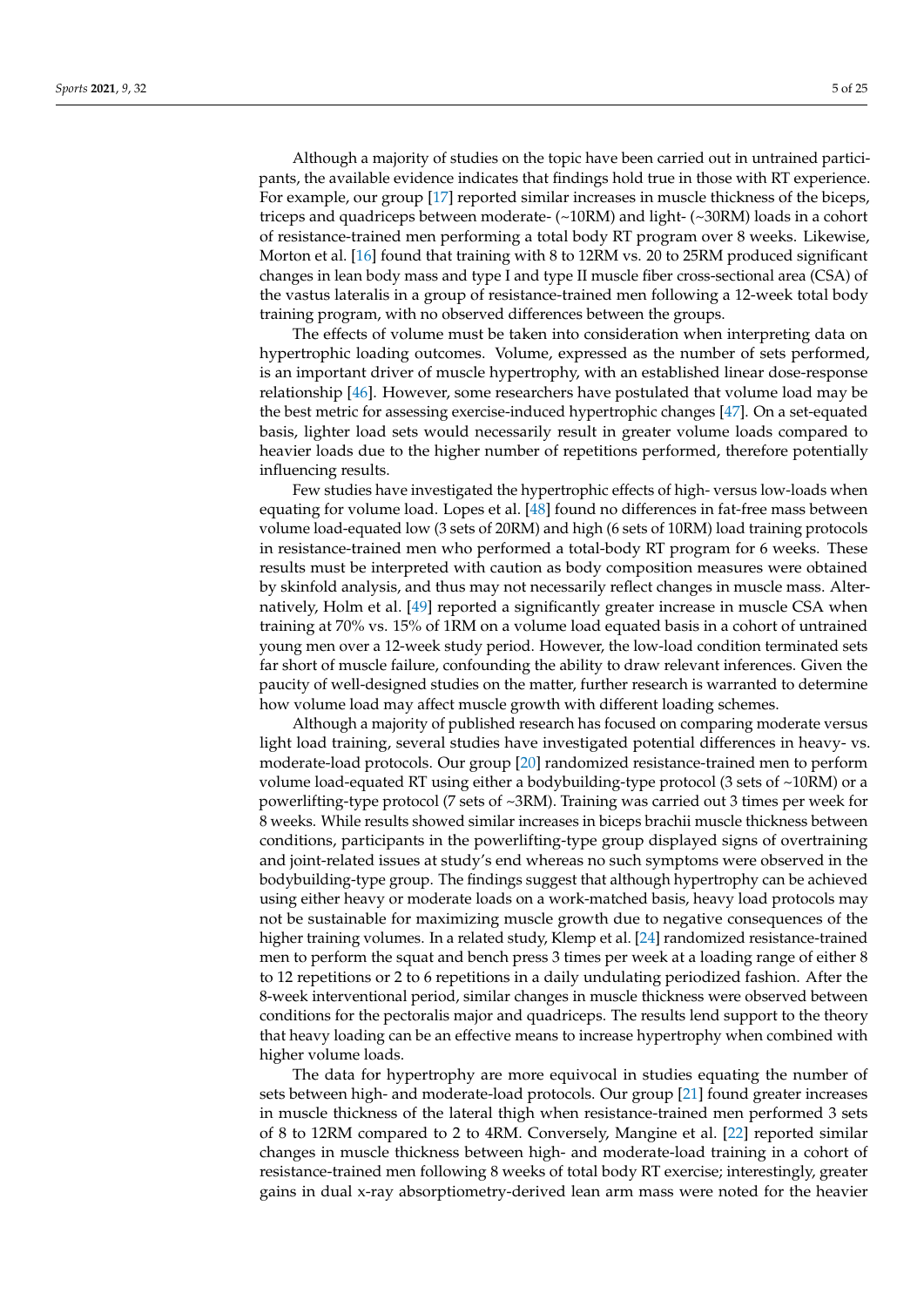Although a majority of studies on the topic have been carried out in untrained participants, the available evidence indicates that findings hold true in those with RT experience. For example, our group [17] reported similar increases in muscle thickness of the biceps, triceps and quadriceps between moderate- (~10RM) and light- (~30RM) loads in a cohort of resistance-trained men performing a total body RT program over 8 weeks. Likewise, Morton et al. [16] found that training with 8 to 12RM vs. 20 to 25RM produced significant changes in lean body mass and type I and type II muscle fiber cross-sectional area (CSA) of the vastus lateralis in a group of resistance-trained men following a 12-week total body training program, with no observed differences between the groups.

The effects of volume must be taken into consideration when interpreting data on hypertrophic loading outcomes. Volume, expressed as the number of sets performed, is an important driver of muscle hypertrophy, with an established linear dose-response relationship [46]. However, some researchers have postulated that volume load may be the best metric for assessing exercise-induced hypertrophic changes [47]. On a set-equated basis, lighter load sets would necessarily result in greater volume loads compared to heavier loads due to the higher number of repetitions performed, therefore potentially influencing results.

Few studies have investigated the hypertrophic effects of high- versus low-loads when equating for volume load. Lopes et al. [48] found no differences in fat-free mass between volume load-equated low (3 sets of 20RM) and high (6 sets of 10RM) load training protocols in resistance-trained men who performed a total-body RT program for 6 weeks. These results must be interpreted with caution as body composition measures were obtained by skinfold analysis, and thus may not necessarily reflect changes in muscle mass. Alternatively, Holm et al. [49] reported a significantly greater increase in muscle CSA when training at 70% vs. 15% of 1RM on a volume load equated basis in a cohort of untrained young men over a 12-week study period. However, the low-load condition terminated sets far short of muscle failure, confounding the ability to draw relevant inferences. Given the paucity of well-designed studies on the matter, further research is warranted to determine how volume load may affect muscle growth with different loading schemes.

Although a majority of published research has focused on comparing moderate versus light load training, several studies have investigated potential differences in heavy- vs. moderate-load protocols. Our group [20] randomized resistance-trained men to perform volume load-equated RT using either a bodybuilding-type protocol (3 sets of ~10RM) or a powerlifting-type protocol (7 sets of ~3RM). Training was carried out 3 times per week for 8 weeks. While results showed similar increases in biceps brachii muscle thickness between conditions, participants in the powerlifting-type group displayed signs of overtraining and joint-related issues at study's end whereas no such symptoms were observed in the bodybuilding-type group. The findings suggest that although hypertrophy can be achieved using either heavy or moderate loads on a work-matched basis, heavy load protocols may not be sustainable for maximizing muscle growth due to negative consequences of the higher training volumes. In a related study, Klemp et al. [24] randomized resistance-trained men to perform the squat and bench press 3 times per week at a loading range of either 8 to 12 repetitions or 2 to 6 repetitions in a daily undulating periodized fashion. After the 8-week interventional period, similar changes in muscle thickness were observed between conditions for the pectoralis major and quadriceps. The results lend support to the theory that heavy loading can be an effective means to increase hypertrophy when combined with higher volume loads.

The data for hypertrophy are more equivocal in studies equating the number of sets between high- and moderate-load protocols. Our group [21] found greater increases in muscle thickness of the lateral thigh when resistance-trained men performed 3 sets of 8 to 12RM compared to 2 to 4RM. Conversely, Mangine et al. [22] reported similar changes in muscle thickness between high- and moderate-load training in a cohort of resistance-trained men following 8 weeks of total body RT exercise; interestingly, greater gains in dual x-ray absorptiometry-derived lean arm mass were noted for the heavier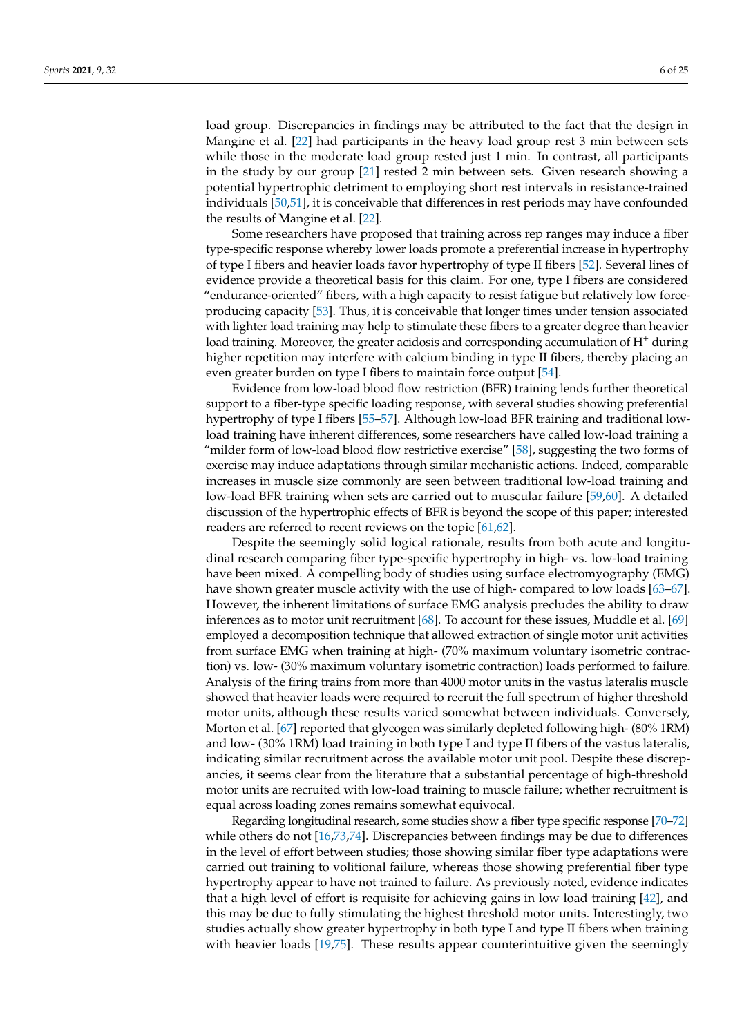load group. Discrepancies in findings may be attributed to the fact that the design in Mangine et al. [22] had participants in the heavy load group rest 3 min between sets while those in the moderate load group rested just 1 min. In contrast, all participants in the study by our group [21] rested 2 min between sets. Given research showing a potential hypertrophic detriment to employing short rest intervals in resistance-trained individuals [50,51], it is conceivable that differences in rest periods may have confounded the results of Mangine et al. [22].

Some researchers have proposed that training across rep ranges may induce a fiber type-specific response whereby lower loads promote a preferential increase in hypertrophy of type I fibers and heavier loads favor hypertrophy of type II fibers [52]. Several lines of evidence provide a theoretical basis for this claim. For one, type I fibers are considered "endurance-oriented" fibers, with a high capacity to resist fatigue but relatively low force-producing capacity [53]. Thus, it is conceivable that longer times under tension associated with lighter load training may help to stimulate these fibers to a greater degree than heavier load training. Moreover, the greater acidosis and corresponding accumulation of $H^+$ during higher repetition may interfere with calcium binding in type II fibers, thereby placing an even greater burden on type I fibers to maintain force output [54].

Evidence from low-load blood flow restriction (BFR) training lends further theoretical support to a fiber-type specific loading response, with several studies showing preferential hypertrophy of type I fibers [55–57]. Although low-load BFR training and traditional low-load training have inherent differences, some researchers have called low-load training a "milder form of low-load blood flow restrictive exercise" [58], suggesting the two forms of exercise may induce adaptations through similar mechanistic actions. Indeed, comparable increases in muscle size commonly are seen between traditional low-load training and low-load BFR training when sets are carried out to muscular failure [59,60]. A detailed discussion of the hypertrophic effects of BFR is beyond the scope of this paper; interested readers are referred to recent reviews on the topic [61,62].

Despite the seemingly solid logical rationale, results from both acute and longitudinal research comparing fiber type-specific hypertrophy in high- vs. low-load training have been mixed. A compelling body of studies using surface electromyography (EMG) have shown greater muscle activity with the use of high- compared to low loads [63–67]. However, the inherent limitations of surface EMG analysis precludes the ability to draw inferences as to motor unit recruitment [68]. To account for these issues, Muddle et al. [69] employed a decomposition technique that allowed extraction of single motor unit activities from surface EMG when training at high- (70% maximum voluntary isometric contraction) vs. low- (30% maximum voluntary isometric contraction) loads performed to failure. Analysis of the firing trains from more than 4000 motor units in the vastus lateralis muscle showed that heavier loads were required to recruit the full spectrum of higher threshold motor units, although these results varied somewhat between individuals. Conversely, Morton et al. [67] reported that glycogen was similarly depleted following high- (80% 1RM) and low- (30% 1RM) load training in both type I and type II fibers of the vastus lateralis, indicating similar recruitment across the available motor unit pool. Despite these discrepancies, it seems clear from the literature that a substantial percentage of high-threshold motor units are recruited with low-load training to muscle failure; whether recruitment is equal across loading zones remains somewhat equivocal.

Regarding longitudinal research, some studies show a fiber type specific response [70–72] while others do not [16,73,74]. Discrepancies between findings may be due to differences in the level of effort between studies; those showing similar fiber type adaptations were carried out training to volitional failure, whereas those showing preferential fiber type hypertrophy appear to have not trained to failure. As previously noted, evidence indicates that a high level of effort is requisite for achieving gains in low load training [42], and this may be due to fully stimulating the highest threshold motor units. Interestingly, two studies actually show greater hypertrophy in both type I and type II fibers when training with heavier loads [19,75]. These results appear counterintuitive given the seemingly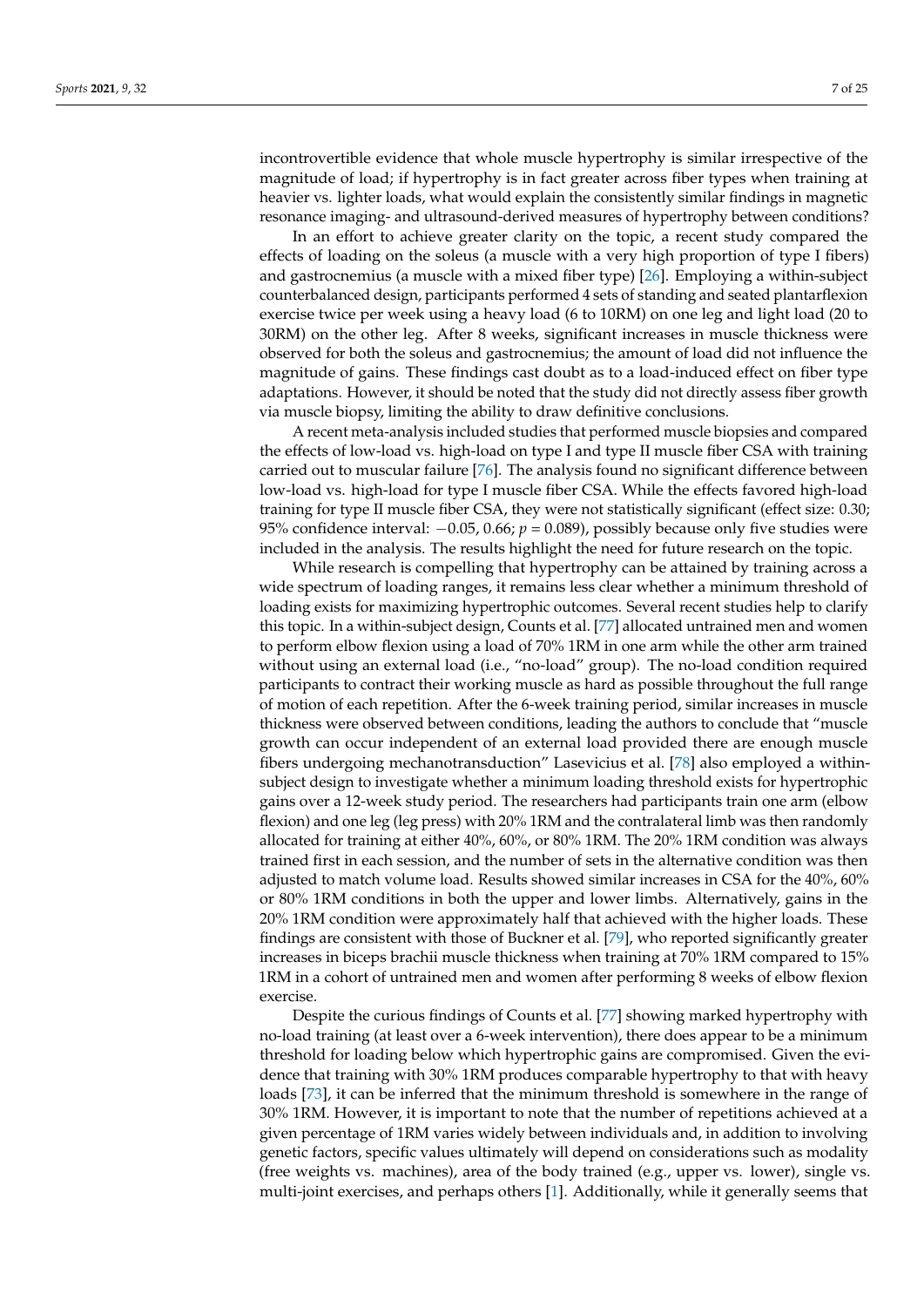incontrovertible evidence that whole muscle hypertrophy is similar irrespective of the magnitude of load; if hypertrophy is in fact greater across fiber types when training at heavier vs. lighter loads, what would explain the consistently similar findings in magnetic resonance imaging- and ultrasound-derived measures of hypertrophy between conditions?

In an effort to achieve greater clarity on the topic, a recent study compared the effects of loading on the soleus (a muscle with a very high proportion of type I fibers) and gastrocnemius (a muscle with a mixed fiber type) [26]. Employing a within-subject counterbalanced design, participants performed 4 sets of standing and seated plantarflexion exercise twice per week using a heavy load (6 to 10RM) on one leg and light load (20 to 30RM) on the other leg. After 8 weeks, significant increases in muscle thickness were observed for both the soleus and gastrocnemius; the amount of load did not influence the magnitude of gains. These findings cast doubt as to a load-induced effect on fiber type adaptations. However, it should be noted that the study did not directly assess fiber growth via muscle biopsy, limiting the ability to draw definitive conclusions.

A recent meta-analysis included studies that performed muscle biopsies and compared the effects of low-load vs. high-load on type I and type II muscle fiber CSA with training carried out to muscular failure [76]. The analysis found no significant difference between low-load vs. high-load for type I muscle fiber CSA. While the effects favored high-load training for type II muscle fiber CSA, they were not statistically significant (effect size: 0.30; 95% confidence interval: −0.05, 0.66; $p = 0.089$), possibly because only five studies were included in the analysis. The results highlight the need for future research on the topic.

While research is compelling that hypertrophy can be attained by training across a wide spectrum of loading ranges, it remains less clear whether a minimum threshold of loading exists for maximizing hypertrophic outcomes. Several recent studies help to clarify this topic. In a within-subject design, Counts et al. [77] allocated untrained men and women to perform elbow flexion using a load of 70% 1RM in one arm while the other arm trained without using an external load (i.e., "no-load" group). The no-load condition required participants to contract their working muscle as hard as possible throughout the full range of motion of each repetition. After the 6-week training period, similar increases in muscle thickness were observed between conditions, leading the authors to conclude that "muscle growth can occur independent of an external load provided there are enough muscle fibers undergoing mechanotransduction" Lasevicius et al. [78] also employed a within-subject design to investigate whether a minimum loading threshold exists for hypertrophic gains over a 12-week study period. The researchers had participants train one arm (elbow flexion) and one leg (leg press) with 20% 1RM and the contralateral limb was then randomly allocated for training at either 40%, 60%, or 80% 1RM. The 20% 1RM condition was always trained first in each session, and the number of sets in the alternative condition was then adjusted to match volume load. Results showed similar increases in CSA for the 40%, 60% or 80% 1RM conditions in both the upper and lower limbs. Alternatively, gains in the 20% 1RM condition were approximately half that achieved with the higher loads. These findings are consistent with those of Buckner et al. [79], who reported significantly greater increases in biceps brachii muscle thickness when training at 70% 1RM compared to 15% 1RM in a cohort of untrained men and women after performing 8 weeks of elbow flexion exercise.

Despite the curious findings of Counts et al. [77] showing marked hypertrophy with no-load training (at least over a 6-week intervention), there does appear to be a minimum threshold for loading below which hypertrophic gains are compromised. Given the evidence that training with 30% 1RM produces comparable hypertrophy to that with heavy loads [73], it can be inferred that the minimum threshold is somewhere in the range of 30% 1RM. However, it is important to note that the number of repetitions achieved at a given percentage of 1RM varies widely between individuals and, in addition to involving genetic factors, specific values ultimately will depend on considerations such as modality (free weights vs. machines), area of the body trained (e.g., upper vs. lower), single vs. multi-joint exercises, and perhaps others [1]. Additionally, while it generally seems that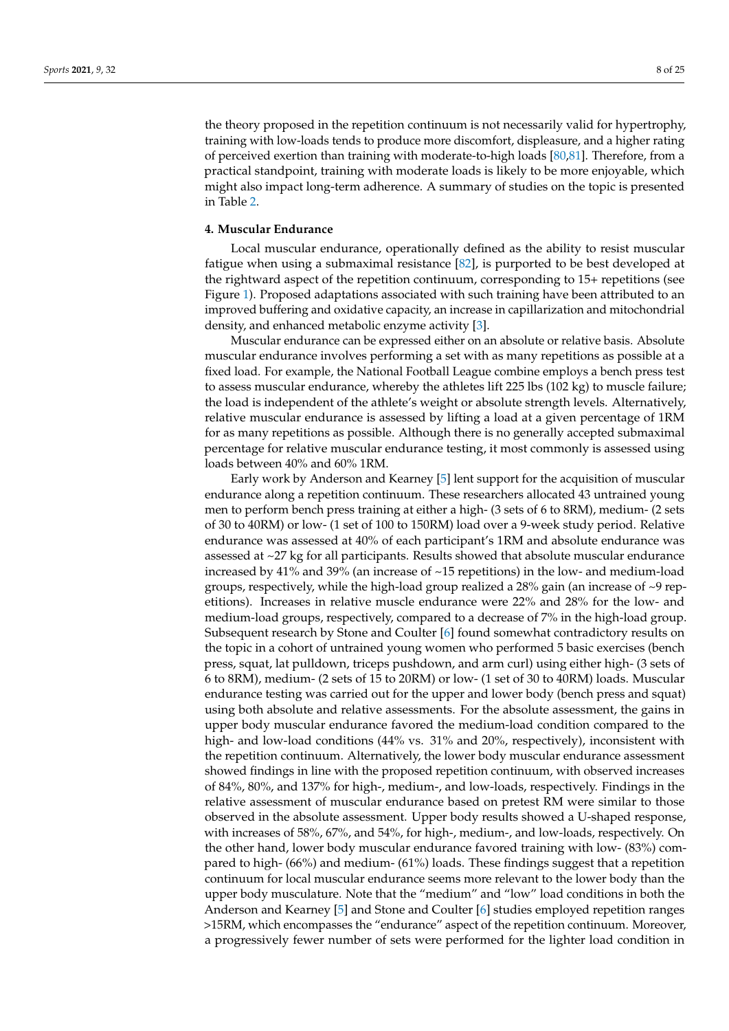the theory proposed in the repetition continuum is not necessarily valid for hypertrophy, training with low-loads tends to produce more discomfort, displeasure, and a higher rating of perceived exertion than training with moderate-to-high loads [80,81]. Therefore, from a practical standpoint, training with moderate loads is likely to be more enjoyable, which might also impact long-term adherence. A summary of studies on the topic is presented in Table 2.

## 4. Muscular Endurance

Local muscular endurance, operationally defined as the ability to resist muscular fatigue when using a submaximal resistance [82], is purported to be best developed at the rightward aspect of the repetition continuum, corresponding to 15+ repetitions (see Figure 1). Proposed adaptations associated with such training have been attributed to an improved buffering and oxidative capacity, an increase in capillarization and mitochondrial density, and enhanced metabolic enzyme activity [3].

Muscular endurance can be expressed either on an absolute or relative basis. Absolute muscular endurance involves performing a set with as many repetitions as possible at a fixed load. For example, the National Football League combine employs a bench press test to assess muscular endurance, whereby the athletes lift 225 lbs (102 kg) to muscle failure; the load is independent of the athlete's weight or absolute strength levels. Alternatively, relative muscular endurance is assessed by lifting a load at a given percentage of 1RM for as many repetitions as possible. Although there is no generally accepted submaximal percentage for relative muscular endurance testing, it most commonly is assessed using loads between 40% and 60% 1RM.

Early work by Anderson and Kearney [5] lent support for the acquisition of muscular endurance along a repetition continuum. These researchers allocated 43 untrained young men to perform bench press training at either a high- (3 sets of 6 to 8RM), medium- (2 sets of 30 to 40RM) or low- (1 set of 100 to 150RM) load over a 9-week study period. Relative endurance was assessed at 40% of each participant's 1RM and absolute endurance was assessed at ~27 kg for all participants. Results showed that absolute muscular endurance increased by 41% and 39% (an increase of ~15 repetitions) in the low- and medium-load groups, respectively, while the high-load group realized a 28% gain (an increase of ~9 repetitions). Increases in relative muscle endurance were 22% and 28% for the low- and medium-load groups, respectively, compared to a decrease of 7% in the high-load group. Subsequent research by Stone and Coulter [6] found somewhat contradictory results on the topic in a cohort of untrained young women who performed 5 basic exercises (bench press, squat, lat pulldown, triceps pushdown, and arm curl) using either high- (3 sets of 6 to 8RM), medium- (2 sets of 15 to 20RM) or low- (1 set of 30 to 40RM) loads. Muscular endurance testing was carried out for the upper and lower body (bench press and squat) using both absolute and relative assessments. For the absolute assessment, the gains in upper body muscular endurance favored the medium-load condition compared to the high- and low-load conditions (44% vs. 31% and 20%, respectively), inconsistent with the repetition continuum. Alternatively, the lower body muscular endurance assessment showed findings in line with the proposed repetition continuum, with observed increases of 84%, 80%, and 137% for high-, medium-, and low-loads, respectively. Findings in the relative assessment of muscular endurance based on pretest RM were similar to those observed in the absolute assessment. Upper body results showed a U-shaped response, with increases of 58%, 67%, and 54%, for high-, medium-, and low-loads, respectively. On the other hand, lower body muscular endurance favored training with low- (83%) compared to high- (66%) and medium- (61%) loads. These findings suggest that a repetition continuum for local muscular endurance seems more relevant to the lower body than the upper body musculature. Note that the "medium" and "low" load conditions in both the Anderson and Kearney [5] and Stone and Coulter [6] studies employed repetition ranges >15RM, which encompasses the "endurance" aspect of the repetition continuum. Moreover, a progressively fewer number of sets were performed for the lighter load condition in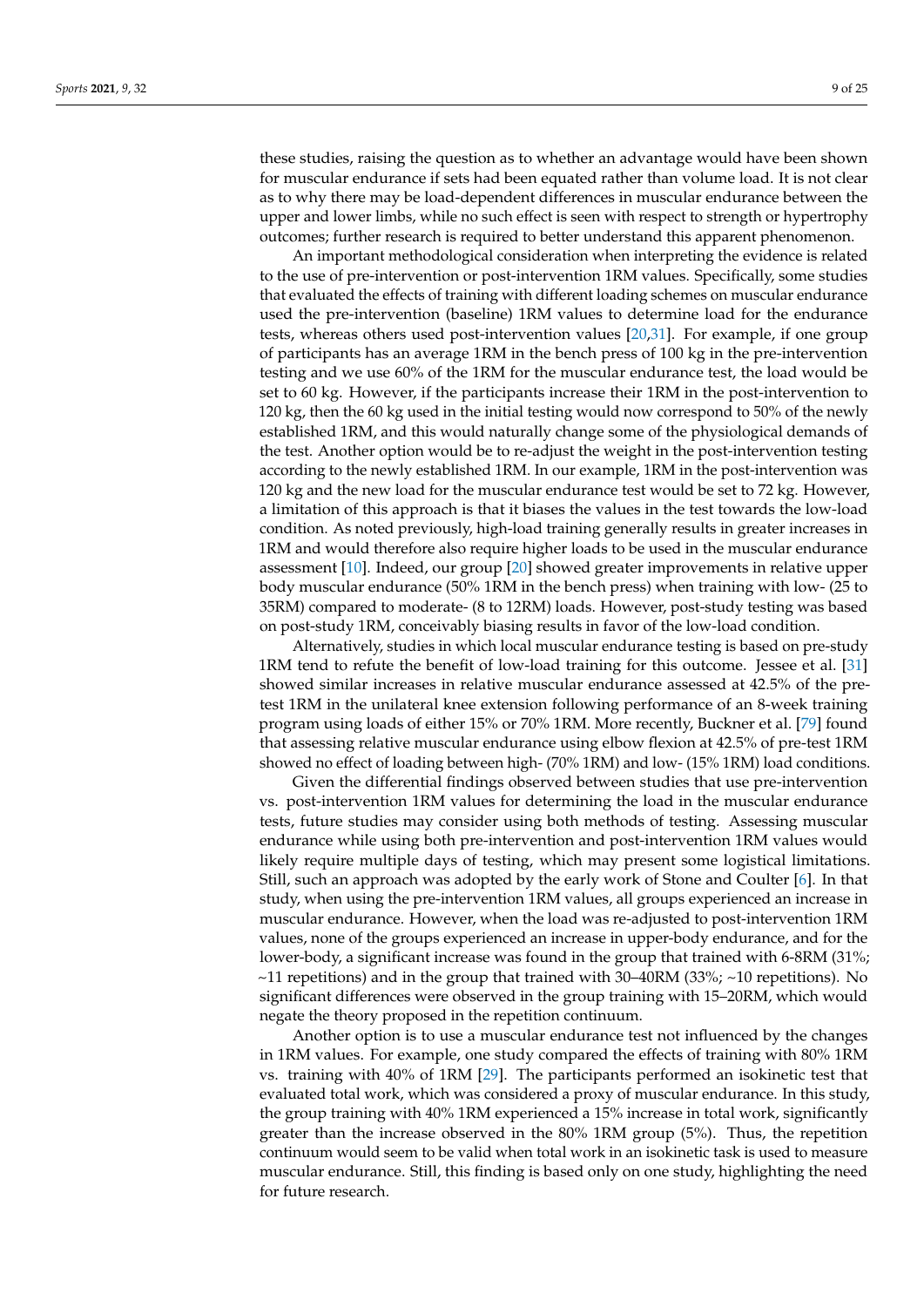these studies, raising the question as to whether an advantage would have been shown for muscular endurance if sets had been equated rather than volume load. It is not clear as to why there may be load-dependent differences in muscular endurance between the upper and lower limbs, while no such effect is seen with respect to strength or hypertrophy outcomes; further research is required to better understand this apparent phenomenon.

An important methodological consideration when interpreting the evidence is related to the use of pre-intervention or post-intervention 1RM values. Specifically, some studies that evaluated the effects of training with different loading schemes on muscular endurance used the pre-intervention (baseline) 1RM values to determine load for the endurance tests, whereas others used post-intervention values [20,31]. For example, if one group of participants has an average 1RM in the bench press of 100 kg in the pre-intervention testing and we use 60% of the 1RM for the muscular endurance test, the load would be set to 60 kg. However, if the participants increase their 1RM in the post-intervention to 120 kg, then the 60 kg used in the initial testing would now correspond to 50% of the newly established 1RM, and this would naturally change some of the physiological demands of the test. Another option would be to re-adjust the weight in the post-intervention testing according to the newly established 1RM. In our example, 1RM in the post-intervention was 120 kg and the new load for the muscular endurance test would be set to 72 kg. However, a limitation of this approach is that it biases the values in the test towards the low-load condition. As noted previously, high-load training generally results in greater increases in 1RM and would therefore also require higher loads to be used in the muscular endurance assessment [10]. Indeed, our group [20] showed greater improvements in relative upper body muscular endurance (50% 1RM in the bench press) when training with low- (25 to 35RM) compared to moderate- (8 to 12RM) loads. However, post-study testing was based on post-study 1RM, conceivably biasing results in favor of the low-load condition.

Alternatively, studies in which local muscular endurance testing is based on pre-study 1RM tend to refute the benefit of low-load training for this outcome. Jessee et al. [31] showed similar increases in relative muscular endurance assessed at 42.5% of the pre-test 1RM in the unilateral knee extension following performance of an 8-week training program using loads of either 15% or 70% 1RM. More recently, Buckner et al. [79] found that assessing relative muscular endurance using elbow flexion at 42.5% of pre-test 1RM showed no effect of loading between high- (70% 1RM) and low- (15% 1RM) load conditions.

Given the differential findings observed between studies that use pre-intervention vs. post-intervention 1RM values for determining the load in the muscular endurance tests, future studies may consider using both methods of testing. Assessing muscular endurance while using both pre-intervention and post-intervention 1RM values would likely require multiple days of testing, which may present some logistical limitations. Still, such an approach was adopted by the early work of Stone and Coulter [6]. In that study, when using the pre-intervention 1RM values, all groups experienced an increase in muscular endurance. However, when the load was re-adjusted to post-intervention 1RM values, none of the groups experienced an increase in upper-body endurance, and for the lower-body, a significant increase was found in the group that trained with 6-8RM (31%; ~11 repetitions) and in the group that trained with 30–40RM (33%; ~10 repetitions). No significant differences were observed in the group training with 15–20RM, which would negate the theory proposed in the repetition continuum.

Another option is to use a muscular endurance test not influenced by the changes in 1RM values. For example, one study compared the effects of training with 80% 1RM vs. training with 40% of 1RM [29]. The participants performed an isokinetic test that evaluated total work, which was considered a proxy of muscular endurance. In this study, the group training with 40% 1RM experienced a 15% increase in total work, significantly greater than the increase observed in the 80% 1RM group (5%). Thus, the repetition continuum would seem to be valid when total work in an isokinetic task is used to measure muscular endurance. Still, this finding is based only on one study, highlighting the need for future research.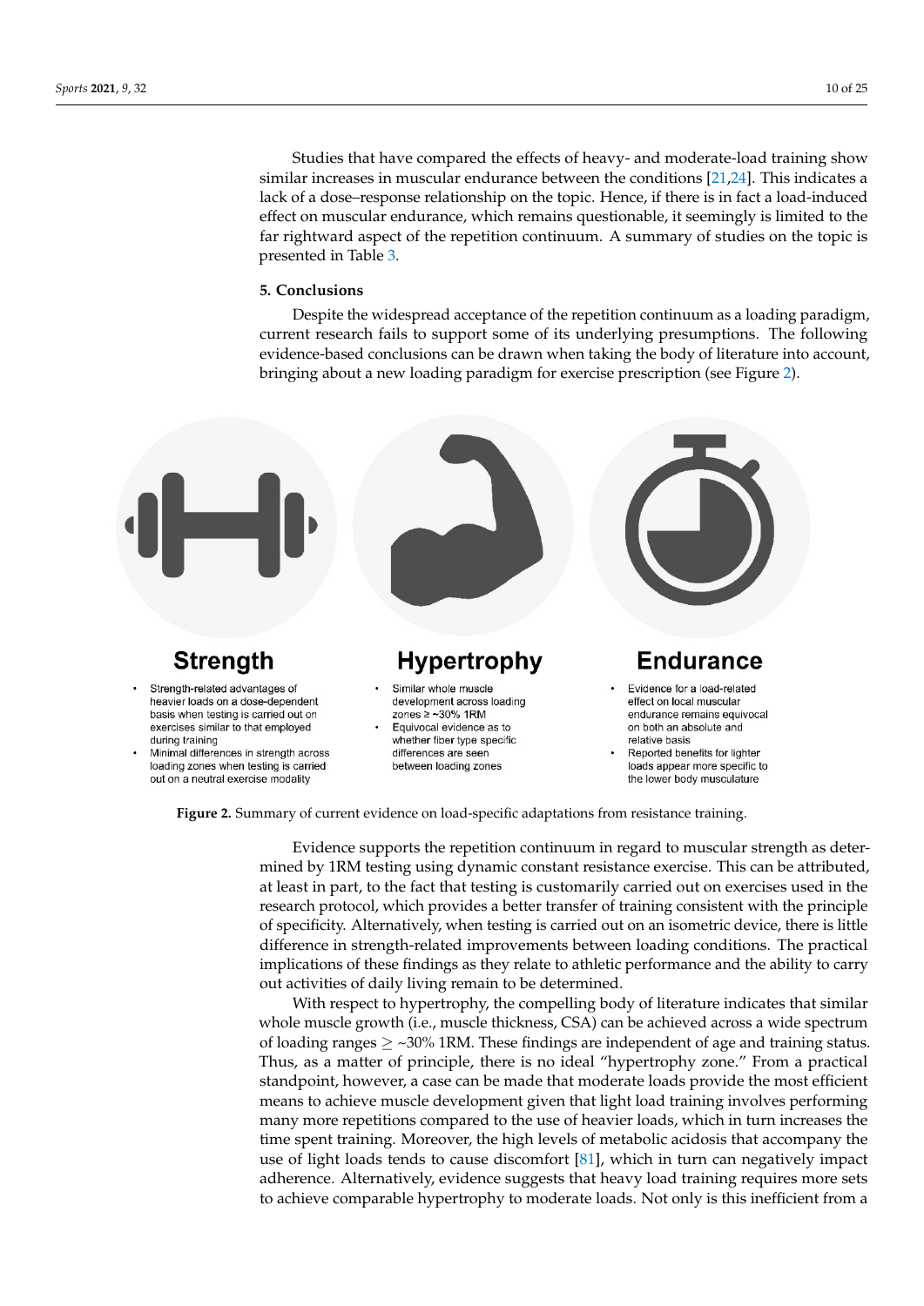Studies that have compared the effects of heavy- and moderate-load training show similar increases in muscular endurance between the conditions [21,24]. This indicates a lack of a dose–response relationship on the topic. Hence, if there is in fact a load-induced effect on muscular endurance, which remains questionable, it seemingly is limited to the far rightward aspect of the repetition continuum. A summary of studies on the topic is presented in Table 3.

## 5. Conclusions

Despite the widespread acceptance of the repetition continuum as a loading paradigm, current research fails to support some of its underlying presumptions. The following evidence-based conclusions can be drawn when taking the body of literature into account, bringing about a new loading paradigm for exercise prescription (see Figure 2).

**Strength**

- Strength-related advantages of heavier loads on a dose-dependent basis when testing is carried out on exercises similar to that employed during training
- Minimal differences in strength across loading zones when testing is carried out on a neutral exercise modality

**Hypertrophy**

- Similar whole muscle development across loading zones ≥ ~30% 1RM
- Equivocal evidence as to whether fiber type specific differences are seen between loading zones

**Endurance**

- Evidence for a load-related effect on local muscular endurance remains equivocal on both an absolute and relative basis
- Reported benefits for lighter loads appear more specific to the lower body musculature

**Figure 2.** Summary of current evidence on load-specific adaptations from resistance training.

Evidence supports the repetition continuum in regard to muscular strength as determined by 1RM testing using dynamic constant resistance exercise. This can be attributed, at least in part, to the fact that testing is customarily carried out on exercises used in the research protocol, which provides a better transfer of training consistent with the principle of specificity. Alternatively, when testing is carried out on an isometric device, there is little difference in strength-related improvements between loading conditions. The practical implications of these findings as they relate to athletic performance and the ability to carry out activities of daily living remain to be determined.

With respect to hypertrophy, the compelling body of literature indicates that similar whole muscle growth (i.e., muscle thickness, CSA) can be achieved across a wide spectrum of loading ranges $\geq$ ~30% 1RM. These findings are independent of age and training status. Thus, as a matter of principle, there is no ideal "hypertrophy zone." From a practical standpoint, however, a case can be made that moderate loads provide the most efficient means to achieve muscle development given that light load training involves performing many more repetitions compared to the use of heavier loads, which in turn increases the time spent training. Moreover, the high levels of metabolic acidosis that accompany the use of light loads tends to cause discomfort [81], which in turn can negatively impact adherence. Alternatively, evidence suggests that heavy load training requires more sets to achieve comparable hypertrophy to moderate loads. Not only is this inefficient from a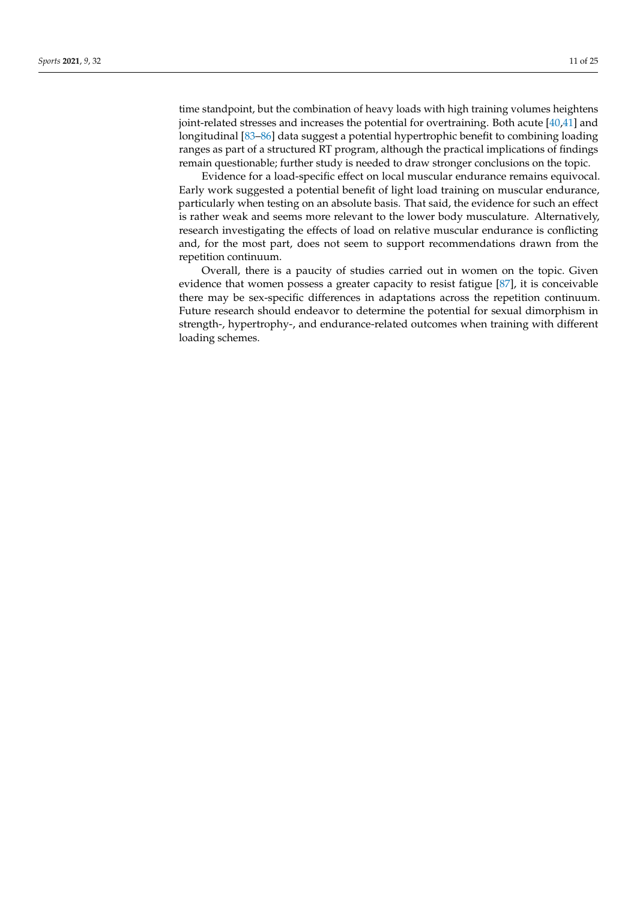time standpoint, but the combination of heavy loads with high training volumes heightens joint-related stresses and increases the potential for overtraining. Both acute [40,41] and longitudinal [83–86] data suggest a potential hypertrophic benefit to combining loading ranges as part of a structured RT program, although the practical implications of findings remain questionable; further study is needed to draw stronger conclusions on the topic.

Evidence for a load-specific effect on local muscular endurance remains equivocal. Early work suggested a potential benefit of light load training on muscular endurance, particularly when testing on an absolute basis. That said, the evidence for such an effect is rather weak and seems more relevant to the lower body musculature. Alternatively, research investigating the effects of load on relative muscular endurance is conflicting and, for the most part, does not seem to support recommendations drawn from the repetition continuum.

Overall, there is a paucity of studies carried out in women on the topic. Given evidence that women possess a greater capacity to resist fatigue [87], it is conceivable there may be sex-specific differences in adaptations across the repetition continuum. Future research should endeavor to determine the potential for sexual dimorphism in strength-, hypertrophy-, and endurance-related outcomes when training with different loading schemes.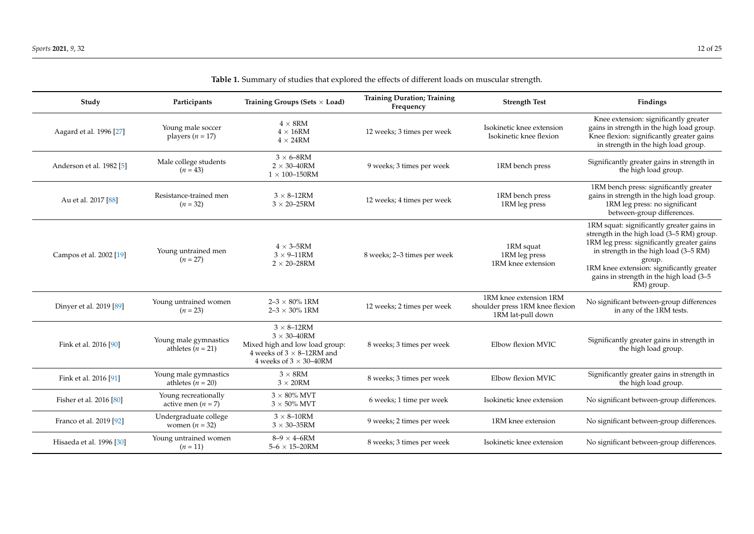**Table 1.** Summary of studies that explored the effects of different loads on muscular strength.

| Study | Participants | Training Groups (Sets × Load) | Training Duration; Training Frequency | Strength Test | Findings |
|---|---|---|---|---|---|
| Aagard et al. 1996 [27] | Young male soccer players ($n$ = 17) | 4 × 8RM<br>4 × 16RM<br>4 × 24RM | 12 weeks; 3 times per week | Isokinetic knee extension<br>Isokinetic knee flexion | Knee extension: significantly greater gains in strength in the high load group. Knee flexion: significantly greater gains in strength in the high load group. |
| Anderson et al. 1982 [5] | Male college students ($n$ = 43) | 3 × 6–8RM<br>2 × 30–40RM<br>1 × 100–150RM | 9 weeks; 3 times per week | 1RM bench press | Significantly greater gains in strength in the high load group. |
| Au et al. 2017 [88] | Resistance-trained men ($n$ = 32) | 3 × 8–12RM<br>3 × 20–25RM | 12 weeks; 4 times per week | 1RM bench press<br>1RM leg press | 1RM bench press: significantly greater gains in strength in the high load group. 1RM leg press: no significant between-group differences. |
| Campos et al. 2002 [19] | Young untrained men ($n$ = 27) | 4 × 3–5RM<br>3 × 9–11RM<br>2 × 20–28RM | 8 weeks; 2–3 times per week | 1RM squat<br>1RM leg press<br>1RM knee extension | 1RM squat: significantly greater gains in strength in the high load (3–5 RM) group. 1RM leg press: significantly greater gains in strength in the high load (3–5 RM) group. 1RM knee extension: significantly greater gains in strength in the high load (3–5 RM) group. |
| Dinyer et al. 2019 [89] | Young untrained women ($n$ = 23) | 2–3 × 80% 1RM<br>2–3 × 30% 1RM | 12 weeks; 2 times per week | 1RM knee extension 1RM shoulder press 1RM knee flexion 1RM lat-pull down | No significant between-group differences in any of the 1RM tests. |
| Fink et al. 2016 [90] | Young male gymnastics athletes ($n$ = 21) | 3 × 8–12RM<br>3 × 30–40RM<br>Mixed high and low load group: 4 weeks of 3 × 8–12RM and 4 weeks of 3 × 30–40RM | 8 weeks; 3 times per week | Elbow flexion MVIC | Significantly greater gains in strength in the high load group. |
| Fink et al. 2016 [91] | Young male gymnastics athletes ($n$ = 20) | 3 × 8RM<br>3 × 20RM | 8 weeks; 3 times per week | Elbow flexion MVIC | Significantly greater gains in strength in the high load group. |
| Fisher et al. 2016 [80] | Young recreationally active men ($n$ = 7) | 3 × 80% MVT<br>3 × 50% MVT | 6 weeks; 1 time per week | Isokinetic knee extension | No significant between-group differences. |
| Franco et al. 2019 [92] | Undergraduate college women ($n$ = 32) | 3 × 8–10RM<br>3 × 30–35RM | 9 weeks; 2 times per week | 1RM knee extension | No significant between-group differences. |
| Hisaeda et al. 1996 [30] | Young untrained women ($n$ = 11) | 8–9 × 4–6RM<br>5–6 × 15–20RM | 8 weeks; 3 times per week | Isokinetic knee extension | No significant between-group differences. |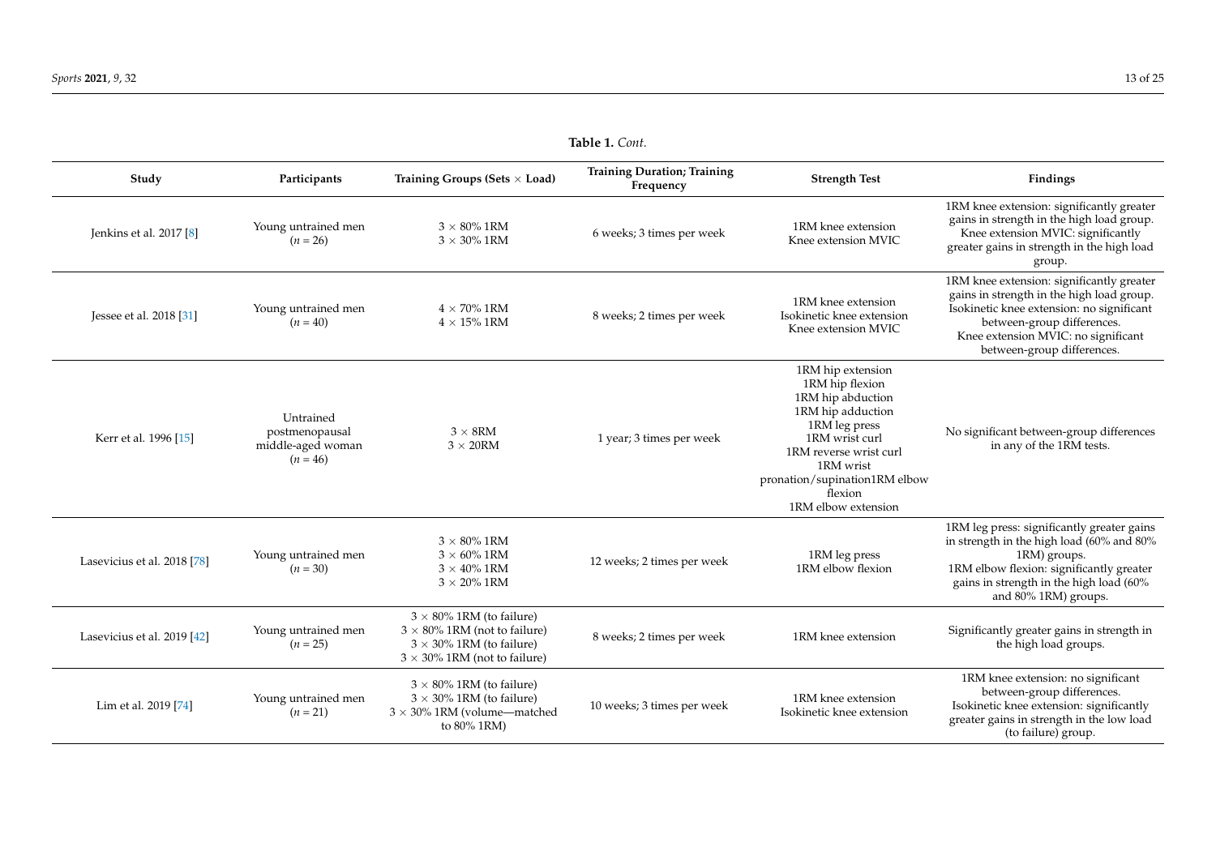**Table 1.** *Cont.*

| Study | Participants | Training Groups (Sets × Load) | Training Duration; Training Frequency | Strength Test | Findings |
|---|---|---|---|---|---|
| Jenkins et al. 2017 [8] | Young untrained men (*n* = 26) | 3 × 80% 1RM<br>3 × 30% 1RM | 6 weeks; 3 times per week | 1RM knee extension<br>Knee extension MVIC | 1RM knee extension: significantly greater gains in strength in the high load group.<br>Knee extension MVIC: significantly greater gains in strength in the high load group. |
| Jessee et al. 2018 [31] | Young untrained men (*n* = 40) | 4 × 70% 1RM<br>4 × 15% 1RM | 8 weeks; 2 times per week | 1RM knee extension<br>Isokinetic knee extension<br>Knee extension MVIC | 1RM knee extension: significantly greater gains in strength in the high load group.<br>Isokinetic knee extension: no significant between-group differences.<br>Knee extension MVIC: no significant between-group differences. |
| Kerr et al. 1996 [15] | Untrained postmenopausal middle-aged woman (*n* = 46) | 3 × 8RM<br>3 × 20RM | 1 year; 3 times per week | 1RM hip extension<br>1RM hip flexion<br>1RM hip abduction<br>1RM hip adduction<br>1RM leg press<br>1RM wrist curl<br>1RM reverse wrist curl<br>1RM wrist pronation/supination1RM elbow flexion<br>1RM elbow extension | No significant between-group differences in any of the 1RM tests. |
| Lasevicius et al. 2018 [78] | Young untrained men (*n* = 30) | 3 × 80% 1RM<br>3 × 60% 1RM<br>3 × 40% 1RM<br>3 × 20% 1RM | 12 weeks; 2 times per week | 1RM leg press<br>1RM elbow flexion | 1RM leg press: significantly greater gains in strength in the high load (60% and 80% 1RM) groups.<br>1RM elbow flexion: significantly greater gains in strength in the high load (60% and 80% 1RM) groups. |
| Lasevicius et al. 2019 [42] | Young untrained men (*n* = 25) | 3 × 80% 1RM (to failure)<br>3 × 80% 1RM (not to failure)<br>3 × 30% 1RM (to failure)<br>3 × 30% 1RM (not to failure) | 8 weeks; 2 times per week | 1RM knee extension | Significantly greater gains in strength in the high load groups. |
| Lim et al. 2019 [74] | Young untrained men (*n* = 21) | 3 × 80% 1RM (to failure)<br>3 × 30% 1RM (to failure)<br>3 × 30% 1RM (volume—matched to 80% 1RM) | 10 weeks; 3 times per week | 1RM knee extension<br>Isokinetic knee extension | 1RM knee extension: no significant between-group differences.<br>Isokinetic knee extension: significantly greater gains in strength in the low load (to failure) group. |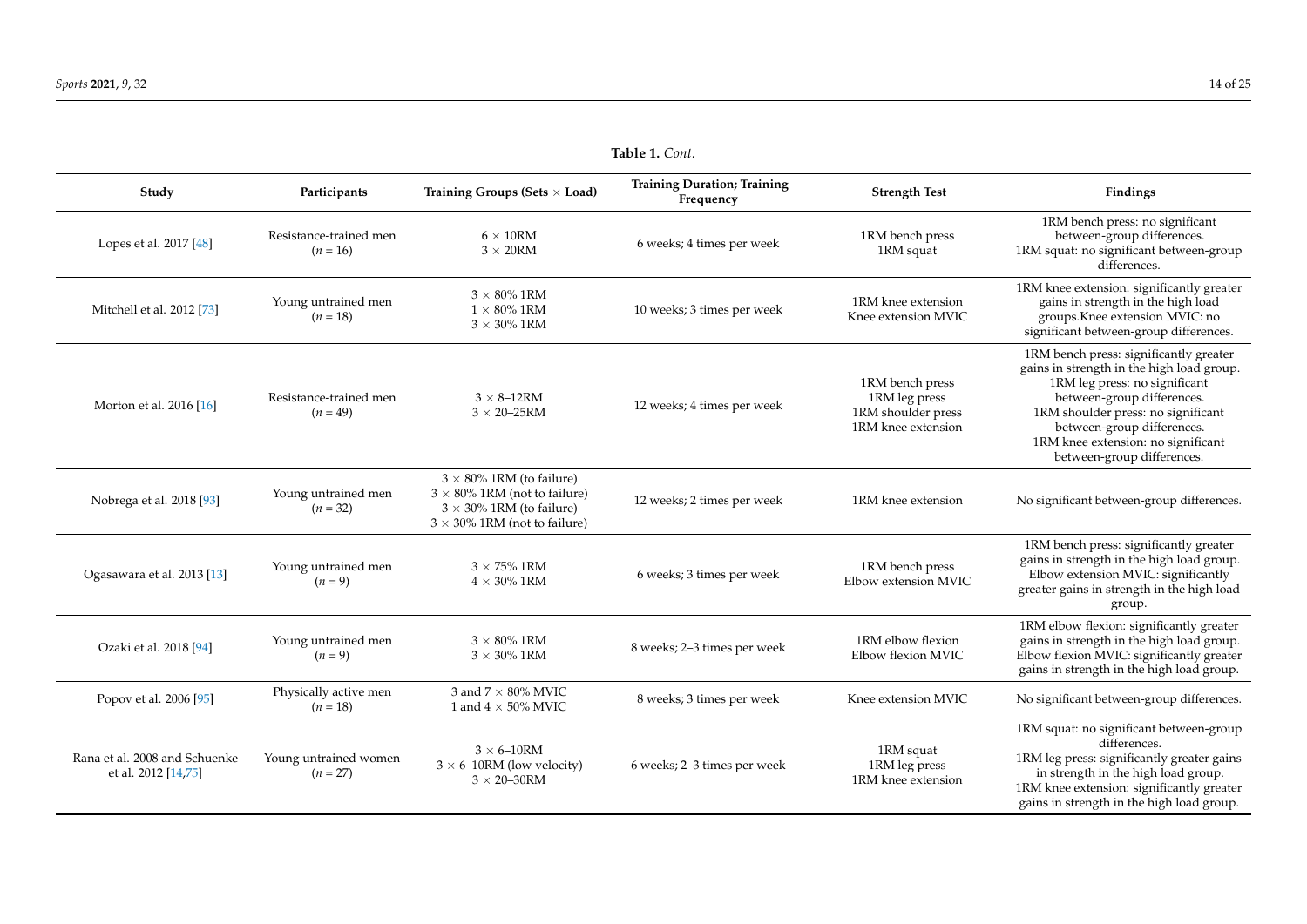**Table 1.** *Cont.*

| Study | Participants | Training Groups (Sets × Load) | Training Duration; Training Frequency | Strength Test | Findings |
|---|---|---|---|---|---|
| Lopes et al. 2017 [48] | Resistance-trained men ($n$ = 16) | 6 × 10RM<br>3 × 20RM | 6 weeks; 4 times per week | 1RM bench press<br>1RM squat | 1RM bench press: no significant between-group differences.<br>1RM squat: no significant between-group differences. |
| Mitchell et al. 2012 [73] | Young untrained men ($n$ = 18) | 3 × 80% 1RM<br>1 × 80% 1RM<br>3 × 30% 1RM | 10 weeks; 3 times per week | 1RM knee extension<br>Knee extension MVIC | 1RM knee extension: significantly greater gains in strength in the high load groups.Knee extension MVIC: no significant between-group differences. |
| Morton et al. 2016 [16] | Resistance-trained men ($n$ = 49) | 3 × 8–12RM<br>3 × 20–25RM | 12 weeks; 4 times per week | 1RM bench press<br>1RM leg press<br>1RM shoulder press<br>1RM knee extension | 1RM bench press: significantly greater gains in strength in the high load group.<br>1RM leg press: no significant between-group differences.<br>1RM shoulder press: no significant between-group differences.<br>1RM knee extension: no significant between-group differences. |
| Nobrega et al. 2018 [93] | Young untrained men ($n$ = 32) | 3 × 80% 1RM (to failure)<br>3 × 80% 1RM (not to failure)<br>3 × 30% 1RM (to failure)<br>3 × 30% 1RM (not to failure) | 12 weeks; 2 times per week | 1RM knee extension | No significant between-group differences. |
| Ogasawara et al. 2013 [13] | Young untrained men ($n$ = 9) | 3 × 75% 1RM<br>4 × 30% 1RM | 6 weeks; 3 times per week | 1RM bench press<br>Elbow extension MVIC | 1RM bench press: significantly greater gains in strength in the high load group.<br>Elbow extension MVIC: significantly greater gains in strength in the high load group. |
| Ozaki et al. 2018 [94] | Young untrained men ($n$ = 9) | 3 × 80% 1RM<br>3 × 30% 1RM | 8 weeks; 2–3 times per week | 1RM elbow flexion<br>Elbow flexion MVIC | 1RM elbow flexion: significantly greater gains in strength in the high load group.<br>Elbow flexion MVIC: significantly greater gains in strength in the high load group. |
| Popov et al. 2006 [95] | Physically active men ($n$ = 18) | 3 and 7 × 80% MVIC<br>1 and 4 × 50% MVIC | 8 weeks; 3 times per week | Knee extension MVIC | No significant between-group differences. |
| Rana et al. 2008 and Schuenke et al. 2012 [14,75] | Young untrained women ($n$ = 27) | 3 × 6–10RM<br>3 × 6–10RM (low velocity)<br>3 × 20–30RM | 6 weeks; 2–3 times per week | 1RM squat<br>1RM leg press<br>1RM knee extension | 1RM squat: no significant between-group differences.<br>1RM leg press: significantly greater gains in strength in the high load group.<br>1RM knee extension: significantly greater gains in strength in the high load group. |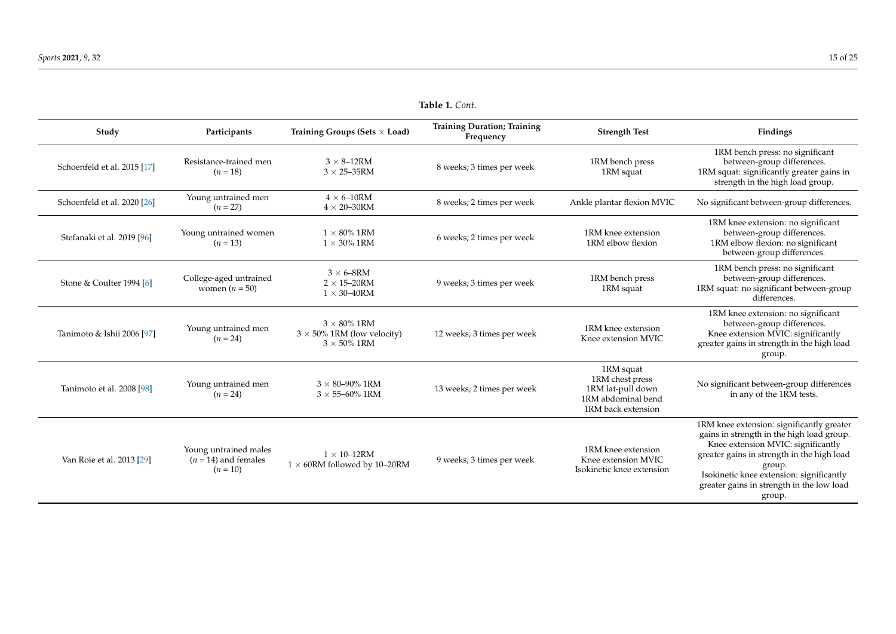**Table 1.** *Cont.*

| Study | Participants | Training Groups (Sets × Load) | Training Duration; Training Frequency | Strength Test | Findings |
| --- | --- | --- | --- | --- | --- |
| Schoenfeld et al. 2015 [17] | Resistance-trained men ($n$ = 18) | 3 × 8–12RM<br>3 × 25–35RM | 8 weeks; 3 times per week | 1RM bench press<br>1RM squat | 1RM bench press: no significant between-group differences.<br>1RM squat: significantly greater gains in strength in the high load group. |
| Schoenfeld et al. 2020 [26] | Young untrained men ($n$ = 27) | 4 × 6–10RM<br>4 × 20–30RM | 8 weeks; 2 times per week | Ankle plantar flexion MVIC | No significant between-group differences. |
| Stefanaki et al. 2019 [96] | Young untrained women ($n$ = 13) | 1 × 80% 1RM<br>1 × 30% 1RM | 6 weeks; 2 times per week | 1RM knee extension<br>1RM elbow flexion | 1RM knee extension: no significant between-group differences.<br>1RM elbow flexion: no significant between-group differences. |
| Stone & Coulter 1994 [6] | College-aged untrained women ($n$ = 50) | 3 × 6–8RM<br>2 × 15–20RM<br>1 × 30–40RM | 9 weeks; 3 times per week | 1RM bench press<br>1RM squat | 1RM bench press: no significant between-group differences.<br>1RM squat: no significant between-group differences. |
| Tanimoto & Ishii 2006 [97] | Young untrained men ($n$ = 24) | 3 × 80% 1RM<br>3 × 50% 1RM (low velocity)<br>3 × 50% 1RM | 12 weeks; 3 times per week | 1RM knee extension<br>Knee extension MVIC | 1RM knee extension: no significant between-group differences.<br>Knee extension MVIC: significantly greater gains in strength in the high load group. |
| Tanimoto et al. 2008 [98] | Young untrained men ($n$ = 24) | 3 × 80–90% 1RM<br>3 × 55–60% 1RM | 13 weeks; 2 times per week | 1RM squat<br>1RM chest press<br>1RM lat-pull down<br>1RM abdominal bend<br>1RM back extension | No significant between-group differences in any of the 1RM tests. |
| Van Roie et al. 2013 [29] | Young untrained males ($n$ = 14) and females ($n$ = 10) | 1 × 10–12RM<br>1 × 60RM followed by 10–20RM | 9 weeks; 3 times per week | 1RM knee extension<br>Knee extension MVIC<br>Isokinetic knee extension | 1RM knee extension: significantly greater gains in strength in the high load group.<br>Knee extension MVIC: significantly greater gains in strength in the high load group.<br>Isokinetic knee extension: significantly greater gains in strength in the low load group. |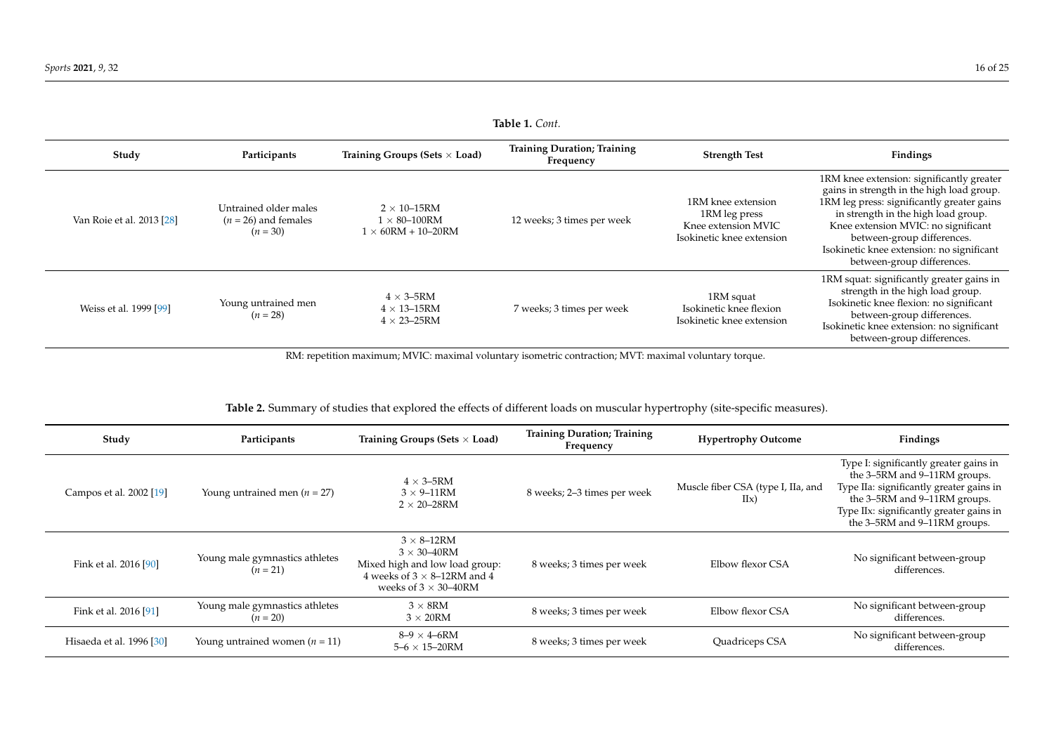**Table 1.** *Cont.*

| Study | Participants | Training Groups (Sets × Load) | Training Duration; Training Frequency | Strength Test | Findings |
|---|---|---|---|---|---|
| Van Roie et al. 2013 [28] | Untrained older males (*n* = 26) and females (*n* = 30) | 2 × 10–15RM<br>1 × 80–100RM<br>1 × 60RM + 10–20RM | 12 weeks; 3 times per week | 1RM knee extension<br>1RM leg press<br>Knee extension MVIC<br>Isokinetic knee extension | 1RM knee extension: significantly greater gains in strength in the high load group.<br>1RM leg press: significantly greater gains in strength in the high load group.<br>Knee extension MVIC: no significant between-group differences.<br>Isokinetic knee extension: no significant between-group differences. |
| Weiss et al. 1999 [99] | Young untrained men (*n* = 28) | 4 × 3–5RM<br>4 × 13–15RM<br>4 × 23–25RM | 7 weeks; 3 times per week | 1RM squat<br>Isokinetic knee flexion<br>Isokinetic knee extension | 1RM squat: significantly greater gains in strength in the high load group.<br>Isokinetic knee flexion: no significant between-group differences.<br>Isokinetic knee extension: no significant between-group differences. |

RM: repetition maximum; MVIC: maximal voluntary isometric contraction; MVT: maximal voluntary torque.

**Table 2.** Summary of studies that explored the effects of different loads on muscular hypertrophy (site-specific measures).

| Study | Participants | Training Groups (Sets × Load) | Training Duration; Training Frequency | Hypertrophy Outcome | Findings |
|---|---|---|---|---|---|
| Campos et al. 2002 [19] | Young untrained men (*n* = 27) | 4 × 3–5RM<br>3 × 9–11RM<br>2 × 20–28RM | 8 weeks; 2–3 times per week | Muscle fiber CSA (type I, IIa, and IIx) | Type I: significantly greater gains in the 3–5RM and 9–11RM groups.<br>Type IIa: significantly greater gains in the 3–5RM and 9–11RM groups.<br>Type IIx: significantly greater gains in the 3–5RM and 9–11RM groups. |
| Fink et al. 2016 [90] | Young male gymnastics athletes (*n* = 21) | 3 × 8–12RM<br>3 × 30–40RM<br>Mixed high and low load group: 4 weeks of 3 × 8–12RM and 4 weeks of 3 × 30–40RM | 8 weeks; 3 times per week | Elbow flexor CSA | No significant between-group differences. |
| Fink et al. 2016 [91] | Young male gymnastics athletes (*n* = 20) | 3 × 8RM<br>3 × 20RM | 8 weeks; 3 times per week | Elbow flexor CSA | No significant between-group differences. |
| Hisaeda et al. 1996 [30] | Young untrained women (*n* = 11) | 8–9 × 4–6RM<br>5–6 × 15–20RM | 8 weeks; 3 times per week | Quadriceps CSA | No significant between-group differences. |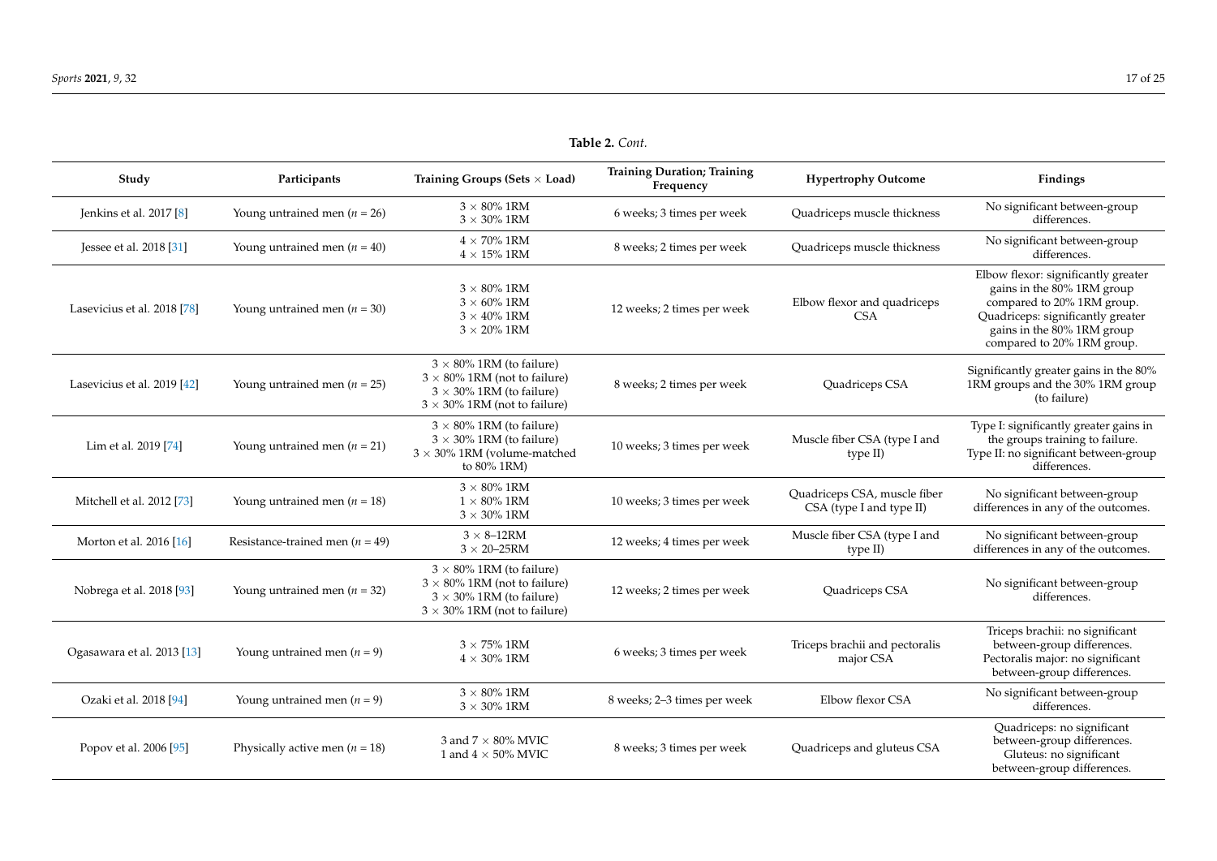**Table 2.** *Cont.*

| Study | Participants | Training Groups (Sets × Load) | Training Duration; Training Frequency | Hypertrophy Outcome | Findings |
|---|---|---|---|---|---|
| Jenkins et al. 2017 [8] | Young untrained men (*n* = 26) | 3 × 80% 1RM<br>3 × 30% 1RM | 6 weeks; 3 times per week | Quadriceps muscle thickness | No significant between-group differences. |
| Jessee et al. 2018 [31] | Young untrained men (*n* = 40) | 4 × 70% 1RM<br>4 × 15% 1RM | 8 weeks; 2 times per week | Quadriceps muscle thickness | No significant between-group differences. |
| Lasevicius et al. 2018 [78] | Young untrained men (*n* = 30) | 3 × 80% 1RM<br>3 × 60% 1RM<br>3 × 40% 1RM<br>3 × 20% 1RM | 12 weeks; 2 times per week | Elbow flexor and quadriceps CSA | Elbow flexor: significantly greater gains in the 80% 1RM group compared to 20% 1RM group.<br>Quadriceps: significantly greater gains in the 80% 1RM group compared to 20% 1RM group. |
| Lasevicius et al. 2019 [42] | Young untrained men (*n* = 25) | 3 × 80% 1RM (to failure)<br>3 × 80% 1RM (not to failure)<br>3 × 30% 1RM (to failure)<br>3 × 30% 1RM (not to failure) | 8 weeks; 2 times per week | Quadriceps CSA | Significantly greater gains in the 80% 1RM groups and the 30% 1RM group (to failure) |
| Lim et al. 2019 [74] | Young untrained men (*n* = 21) | 3 × 80% 1RM (to failure)<br>3 × 30% 1RM (to failure)<br>3 × 30% 1RM (volume-matched to 80% 1RM) | 10 weeks; 3 times per week | Muscle fiber CSA (type I and type II) | Type I: significantly greater gains in the groups training to failure.<br>Type II: no significant between-group differences. |
| Mitchell et al. 2012 [73] | Young untrained men (*n* = 18) | 3 × 80% 1RM<br>1 × 80% 1RM<br>3 × 30% 1RM | 10 weeks; 3 times per week | Quadriceps CSA, muscle fiber CSA (type I and type II) | No significant between-group differences in any of the outcomes. |
| Morton et al. 2016 [16] | Resistance-trained men (*n* = 49) | 3 × 8–12RM<br>3 × 20–25RM | 12 weeks; 4 times per week | Muscle fiber CSA (type I and type II) | No significant between-group differences in any of the outcomes. |
| Nobrega et al. 2018 [93] | Young untrained men (*n* = 32) | 3 × 80% 1RM (to failure)<br>3 × 80% 1RM (not to failure)<br>3 × 30% 1RM (to failure)<br>3 × 30% 1RM (not to failure) | 12 weeks; 2 times per week | Quadriceps CSA | No significant between-group differences. |
| Ogasawara et al. 2013 [13] | Young untrained men (*n* = 9) | 3 × 75% 1RM<br>4 × 30% 1RM | 6 weeks; 3 times per week | Triceps brachii and pectoralis major CSA | Triceps brachii: no significant between-group differences.<br>Pectoralis major: no significant between-group differences. |
| Ozaki et al. 2018 [94] | Young untrained men (*n* = 9) | 3 × 80% 1RM<br>3 × 30% 1RM | 8 weeks; 2–3 times per week | Elbow flexor CSA | No significant between-group differences. |
| Popov et al. 2006 [95] | Physically active men (*n* = 18) | 3 and 7 × 80% MVIC<br>1 and 4 × 50% MVIC | 8 weeks; 3 times per week | Quadriceps and gluteus CSA | Quadriceps: no significant between-group differences.<br>Gluteus: no significant between-group differences. |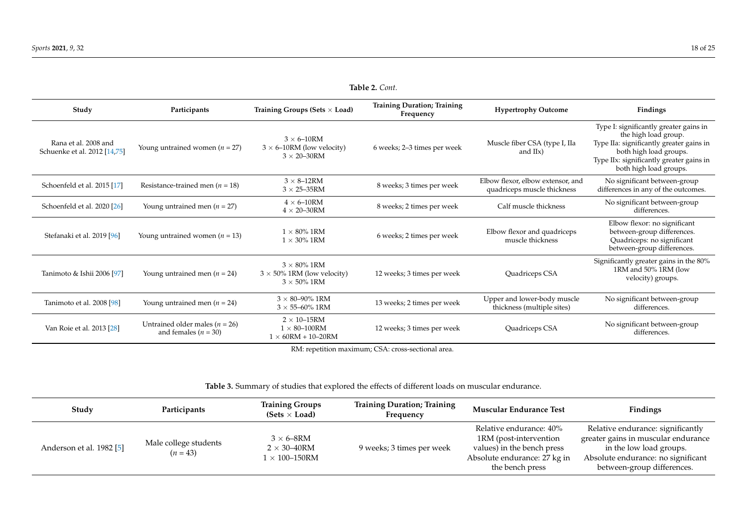**Table 2.** *Cont.*

| Study | Participants | Training Groups (Sets × Load) | Training Duration; Training Frequency | Hypertrophy Outcome | Findings |
| --- | --- | --- | --- | --- | --- |
| Rana et al. 2008 and Schuenke et al. 2012 [14,75] | Young untrained women ($n$ = 27) | 3 × 6–10RM<br>3 × 6–10RM (low velocity)<br>3 × 20–30RM | 6 weeks; 2–3 times per week | Muscle fiber CSA (type I, IIa and IIx) | Type I: significantly greater gains in the high load group.<br>Type IIa: significantly greater gains in both high load groups.<br>Type IIx: significantly greater gains in both high load groups. |
| Schoenfeld et al. 2015 [17] | Resistance-trained men ($n$ = 18) | 3 × 8–12RM<br>3 × 25–35RM | 8 weeks; 3 times per week | Elbow flexor, elbow extensor, and quadriceps muscle thickness | No significant between-group differences in any of the outcomes. |
| Schoenfeld et al. 2020 [26] | Young untrained men ($n$ = 27) | 4 × 6–10RM<br>4 × 20–30RM | 8 weeks; 2 times per week | Calf muscle thickness | No significant between-group differences. |
| Stefanaki et al. 2019 [96] | Young untrained women ($n$ = 13) | 1 × 80% 1RM<br>1 × 30% 1RM | 6 weeks; 2 times per week | Elbow flexor and quadriceps muscle thickness | Elbow flexor: no significant between-group differences.<br>Quadriceps: no significant between-group differences. |
| Tanimoto & Ishii 2006 [97] | Young untrained men ($n$ = 24) | 3 × 80% 1RM<br>3 × 50% 1RM (low velocity)<br>3 × 50% 1RM | 12 weeks; 3 times per week | Quadriceps CSA | Significantly greater gains in the 80% 1RM and 50% 1RM (low velocity) groups. |
| Tanimoto et al. 2008 [98] | Young untrained men ($n$ = 24) | 3 × 80–90% 1RM<br>3 × 55–60% 1RM | 13 weeks; 2 times per week | Upper and lower-body muscle thickness (multiple sites) | No significant between-group differences. |
| Van Roie et al. 2013 [28] | Untrained older males ($n$ = 26) and females ($n$ = 30) | 2 × 10–15RM<br>1 × 80–100RM<br>1 × 60RM + 10–20RM | 12 weeks; 3 times per week | Quadriceps CSA | No significant between-group differences. |

RM: repetition maximum; CSA: cross-sectional area.

**Table 3.** Summary of studies that explored the effects of different loads on muscular endurance.

| Study | Participants | Training Groups (Sets × Load) | Training Duration; Training Frequency | Muscular Endurance Test | Findings |
| --- | --- | --- | --- | --- | --- |
| Anderson et al. 1982 [5] | Male college students ($n$ = 43) | 3 × 6–8RM<br>2 × 30–40RM<br>1 × 100–150RM | 9 weeks; 3 times per week | Relative endurance: 40% 1RM (post-intervention values) in the bench press<br>Absolute endurance: 27 kg in the bench press | Relative endurance: significantly greater gains in muscular endurance in the low load groups.<br>Absolute endurance: no significant between-group differences. |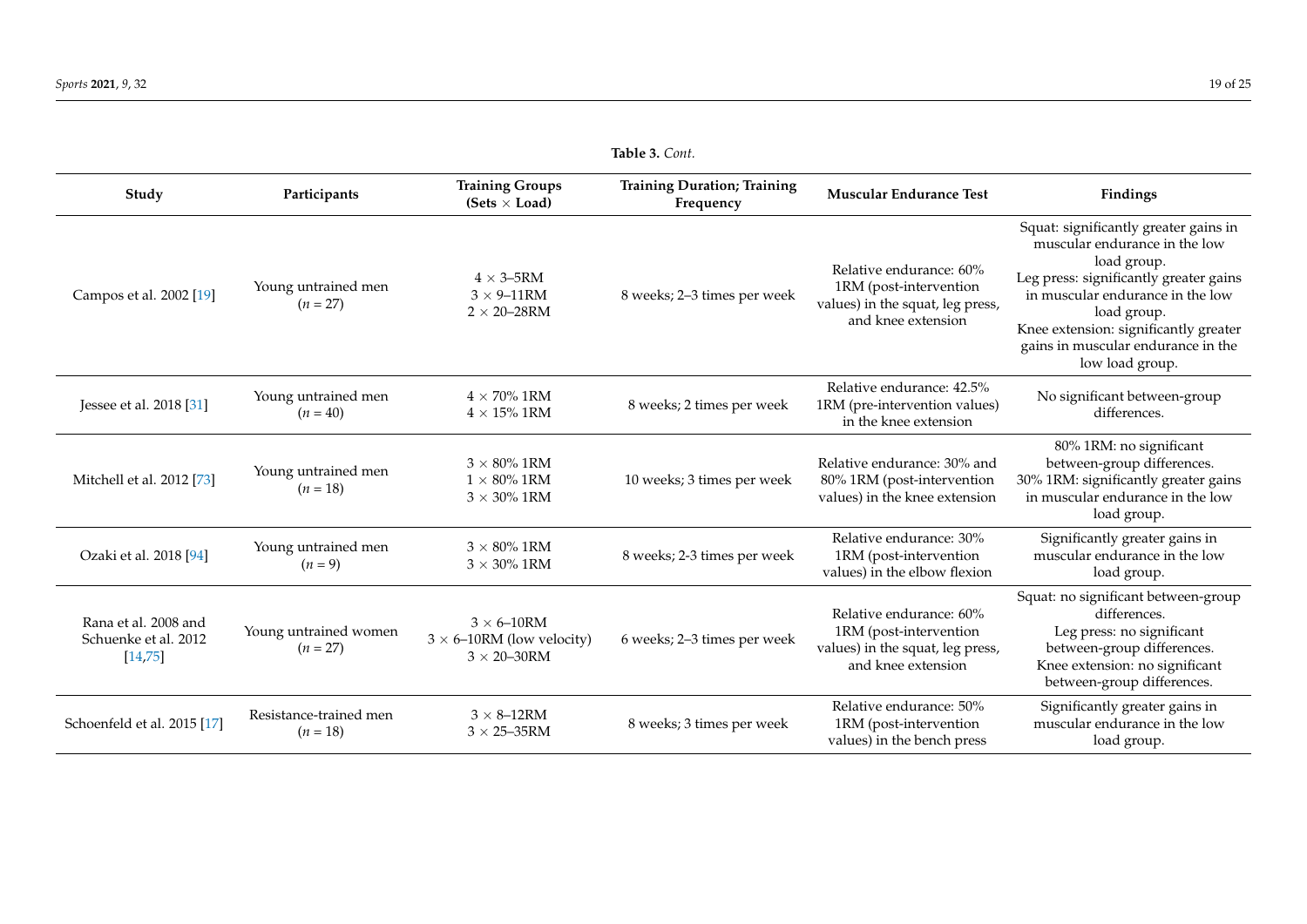**Table 3.** *Cont.*

| Study | Participants | Training Groups (Sets × Load) | Training Duration; Training Frequency | Muscular Endurance Test | Findings |
|---|---|---|---|---|---|
| Campos et al. 2002 [19] | Young untrained men ($n$ = 27) | 4 × 3–5RM<br>3 × 9–11RM<br>2 × 20–28RM | 8 weeks; 2–3 times per week | Relative endurance: 60% 1RM (post-intervention values) in the squat, leg press, and knee extension | Squat: significantly greater gains in muscular endurance in the low load group.<br>Leg press: significantly greater gains in muscular endurance in the low load group.<br>Knee extension: significantly greater gains in muscular endurance in the low load group. |
| Jessee et al. 2018 [31] | Young untrained men ($n$ = 40) | 4 × 70% 1RM<br>4 × 15% 1RM | 8 weeks; 2 times per week | Relative endurance: 42.5% 1RM (pre-intervention values) in the knee extension | No significant between-group differences. |
| Mitchell et al. 2012 [73] | Young untrained men ($n$ = 18) | 3 × 80% 1RM<br>1 × 80% 1RM<br>3 × 30% 1RM | 10 weeks; 3 times per week | Relative endurance: 30% and 80% 1RM (post-intervention values) in the knee extension | 80% 1RM: no significant between-group differences.<br>30% 1RM: significantly greater gains in muscular endurance in the low load group. |
| Ozaki et al. 2018 [94] | Young untrained men ($n$ = 9) | 3 × 80% 1RM<br>3 × 30% 1RM | 8 weeks; 2-3 times per week | Relative endurance: 30% 1RM (post-intervention values) in the elbow flexion | Significantly greater gains in muscular endurance in the low load group. |
| Rana et al. 2008 and Schuenke et al. 2012 [14,75] | Young untrained women ($n$ = 27) | 3 × 6–10RM<br>3 × 6–10RM (low velocity)<br>3 × 20–30RM | 6 weeks; 2–3 times per week | Relative endurance: 60% 1RM (post-intervention values) in the squat, leg press, and knee extension | Squat: no significant between-group differences.<br>Leg press: no significant between-group differences.<br>Knee extension: no significant between-group differences. |
| Schoenfeld et al. 2015 [17] | Resistance-trained men ($n$ = 18) | 3 × 8–12RM<br>3 × 25–35RM | 8 weeks; 3 times per week | Relative endurance: 50% 1RM (post-intervention values) in the bench press | Significantly greater gains in muscular endurance in the low load group. |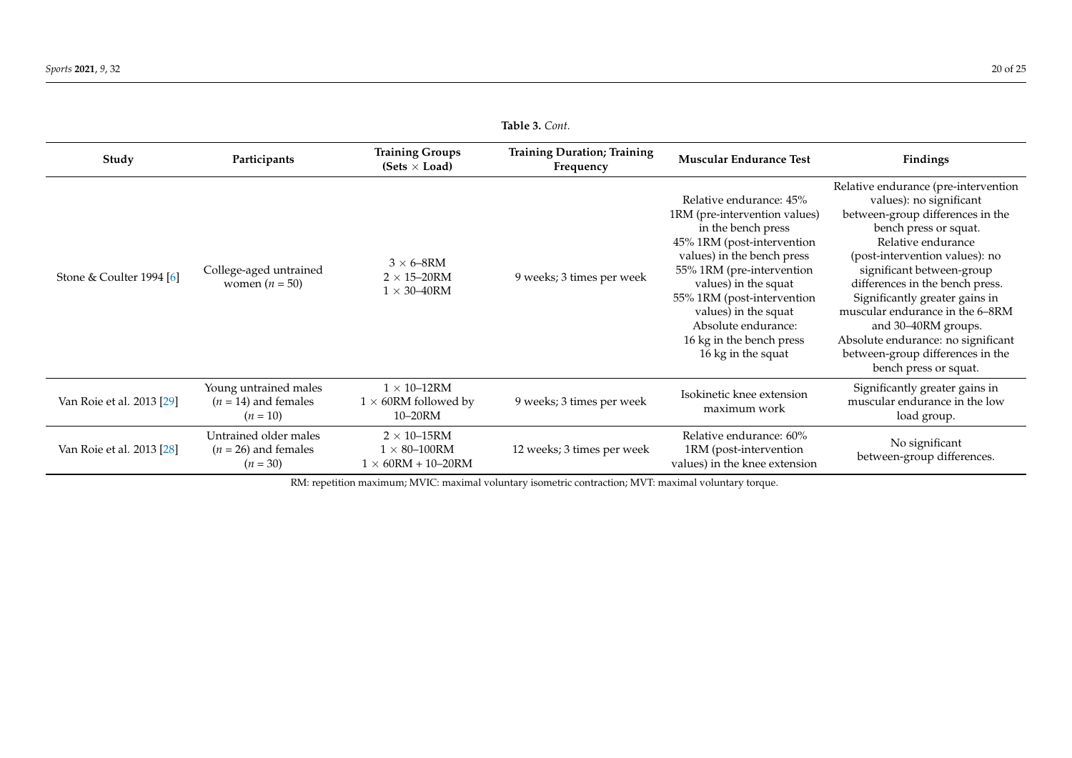**Table 3.** *Cont.*

| Study | Participants | Training Groups (Sets × Load) | Training Duration; Training Frequency | Muscular Endurance Test | Findings |
|---|---|---|---|---|---|
| Stone & Coulter 1994 [6] | College-aged untrained women ($n$ = 50) | 3 × 6–8RM<br>2 × 15–20RM<br>1 × 30–40RM | 9 weeks; 3 times per week | Relative endurance: 45% 1RM (pre-intervention values) in the bench press<br>45% 1RM (post-intervention values) in the bench press<br>55% 1RM (pre-intervention values) in the squat<br>55% 1RM (post-intervention values) in the squat<br>Absolute endurance:<br>16 kg in the bench press<br>16 kg in the squat | Relative endurance (pre-intervention values): no significant between-group differences in the bench press or squat.<br>Relative endurance (post-intervention values): no significant between-group differences in the bench press.<br>Significantly greater gains in muscular endurance in the 6–8RM and 30–40RM groups.<br>Absolute endurance: no significant between-group differences in the bench press or squat. |
| Van Roie et al. 2013 [29] | Young untrained males ($n$ = 14) and females ($n$ = 10) | 1 × 10–12RM<br>1 × 60RM followed by 10–20RM | 9 weeks; 3 times per week | Isokinetic knee extension maximum work | Significantly greater gains in muscular endurance in the low load group. |
| Van Roie et al. 2013 [28] | Untrained older males ($n$ = 26) and females ($n$ = 30) | 2 × 10–15RM<br>1 × 80–100RM<br>1 × 60RM + 10–20RM | 12 weeks; 3 times per week | Relative endurance: 60% 1RM (post-intervention values) in the knee extension | No significant between-group differences. |

RM: repetition maximum; MVIC: maximal voluntary isometric contraction; MVT: maximal voluntary torque.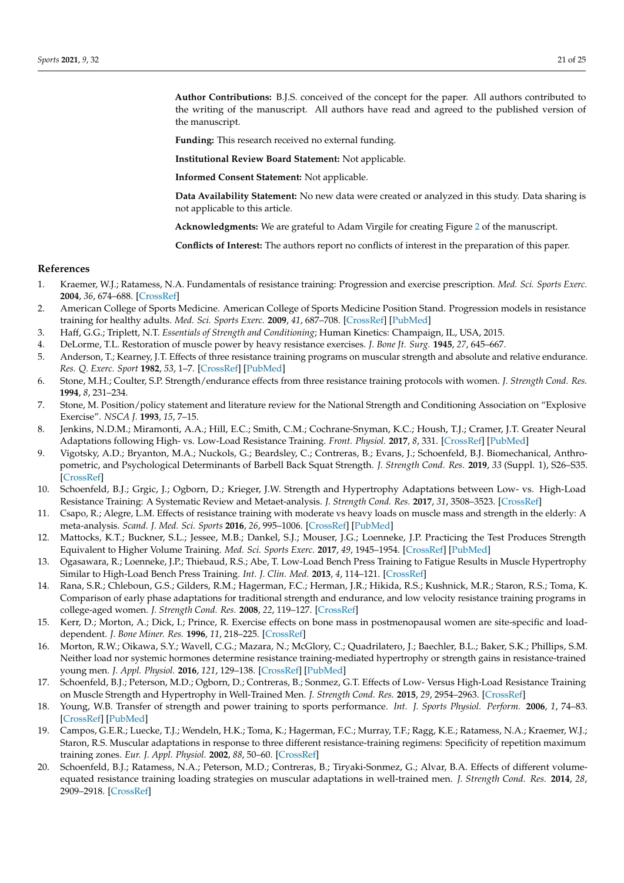**Author Contributions:** B.J.S. conceived of the concept for the paper. All authors contributed to the writing of the manuscript. All authors have read and agreed to the published version of the manuscript.

**Funding:** This research received no external funding.

**Institutional Review Board Statement:** Not applicable.

**Informed Consent Statement:** Not applicable.

**Data Availability Statement:** No new data were created or analyzed in this study. Data sharing is not applicable to this article.

**Acknowledgments:** We are grateful to Adam Virgile for creating Figure 2 of the manuscript.

**Conflicts of Interest:** The authors report no conflicts of interest in the preparation of this paper.

## References

1. Kraemer, W.J.; Ratamess, N.A. Fundamentals of resistance training: Progression and exercise prescription. *Med. Sci. Sports Exerc.* **2004**, *36*, 674–688. [CrossRef]
2. American College of Sports Medicine. American College of Sports Medicine Position Stand. Progression models in resistance training for healthy adults. *Med. Sci. Sports Exerc.* **2009**, *41*, 687–708. [CrossRef] [PubMed]
3. Haff, G.G.; Triplett, N.T. *Essentials of Strength and Conditioning*; Human Kinetics: Champaign, IL, USA, 2015.
4. DeLorme, T.L. Restoration of muscle power by heavy resistance exercises. *J. Bone Jt. Surg.* **1945**, *27*, 645–667.
5. Anderson, T.; Kearney, J.T. Effects of three resistance training programs on muscular strength and absolute and relative endurance. *Res. Q. Exerc. Sport* **1982**, *53*, 1–7. [CrossRef] [PubMed]
6. Stone, M.H.; Coulter, S.P. Strength/endurance effects from three resistance training protocols with women. *J. Strength Cond. Res.* **1994**, *8*, 231–234.
7. Stone, M. Position/policy statement and literature review for the National Strength and Conditioning Association on "Explosive Exercise". *NSCA J.* **1993**, *15*, 7–15.
8. Jenkins, N.D.M.; Miramonti, A.A.; Hill, E.C.; Smith, C.M.; Cochrane-Snyman, K.C.; Housh, T.J.; Cramer, J.T. Greater Neural Adaptations following High- vs. Low-Load Resistance Training. *Front. Physiol.* **2017**, *8*, 331. [CrossRef] [PubMed]
9. Vigotsky, A.D.; Bryanton, M.A.; Nuckols, G.; Beardsley, C.; Contreras, B.; Evans, J.; Schoenfeld, B.J. Biomechanical, Anthropometric, and Psychological Determinants of Barbell Back Squat Strength. *J. Strength Cond. Res.* **2019**, *33* (Suppl. 1), S26–S35. [CrossRef]
10. Schoenfeld, B.J.; Grgic, J.; Ogborn, D.; Krieger, J.W. Strength and Hypertrophy Adaptations between Low- vs. High-Load Resistance Training: A Systematic Review and Metaet-analysis. *J. Strength Cond. Res.* **2017**, *31*, 3508–3523. [CrossRef]
11. Csapo, R.; Alegre, L.M. Effects of resistance training with moderate vs heavy loads on muscle mass and strength in the elderly: A meta-analysis. *Scand. J. Med. Sci. Sports* **2016**, *26*, 995–1006. [CrossRef] [PubMed]
12. Mattocks, K.T.; Buckner, S.L.; Jessee, M.B.; Dankel, S.J.; Mouser, J.G.; Loenneke, J.P. Practicing the Test Produces Strength Equivalent to Higher Volume Training. *Med. Sci. Sports Exerc.* **2017**, *49*, 1945–1954. [CrossRef] [PubMed]
13. Ogasawara, R.; Loenneke, J.P.; Thiebaud, R.S.; Abe, T. Low-Load Bench Press Training to Fatigue Results in Muscle Hypertrophy Similar to High-Load Bench Press Training. *Int. J. Clin. Med.* **2013**, *4*, 114–121. [CrossRef]
14. Rana, S.R.; Chleboun, G.S.; Gilders, R.M.; Hagerman, F.C.; Herman, J.R.; Hikida, R.S.; Kushnick, M.R.; Staron, R.S.; Toma, K. Comparison of early phase adaptations for traditional strength and endurance, and low velocity resistance training programs in college-aged women. *J. Strength Cond. Res.* **2008**, *22*, 119–127. [CrossRef]
15. Kerr, D.; Morton, A.; Dick, I.; Prince, R. Exercise effects on bone mass in postmenopausal women are site-specific and load-dependent. *J. Bone Miner. Res.* **1996**, *11*, 218–225. [CrossRef]
16. Morton, R.W.; Oikawa, S.Y.; Wavell, C.G.; Mazara, N.; McGlory, C.; Quadrilatero, J.; Baechler, B.L.; Baker, S.K.; Phillips, S.M. Neither load nor systemic hormones determine resistance training-mediated hypertrophy or strength gains in resistance-trained young men. *J. Appl. Physiol.* **2016**, *121*, 129–138. [CrossRef] [PubMed]
17. Schoenfeld, B.J.; Peterson, M.D.; Ogborn, D.; Contreras, B.; Sonmez, G.T. Effects of Low- Versus High-Load Resistance Training on Muscle Strength and Hypertrophy in Well-Trained Men. *J. Strength Cond. Res.* **2015**, *29*, 2954–2963. [CrossRef]
18. Young, W.B. Transfer of strength and power training to sports performance. *Int. J. Sports Physiol. Perform.* **2006**, *1*, 74–83. [CrossRef] [PubMed]
19. Campos, G.E.R.; Luecke, T.J.; Wendeln, H.K.; Toma, K.; Hagerman, F.C.; Murray, T.F.; Ragg, K.E.; Ratamess, N.A.; Kraemer, W.J.; Staron, R.S. Muscular adaptations in response to three different resistance-training regimens: Specificity of repetition maximum training zones. *Eur. J. Appl. Physiol.* **2002**, *88*, 50–60. [CrossRef]
20. Schoenfeld, B.J.; Ratamess, N.A.; Peterson, M.D.; Contreras, B.; Tiryaki-Sonmez, G.; Alvar, B.A. Effects of different volume-equated resistance training loading strategies on muscular adaptations in well-trained men. *J. Strength Cond. Res.* **2014**, *28*, 2909–2918. [CrossRef]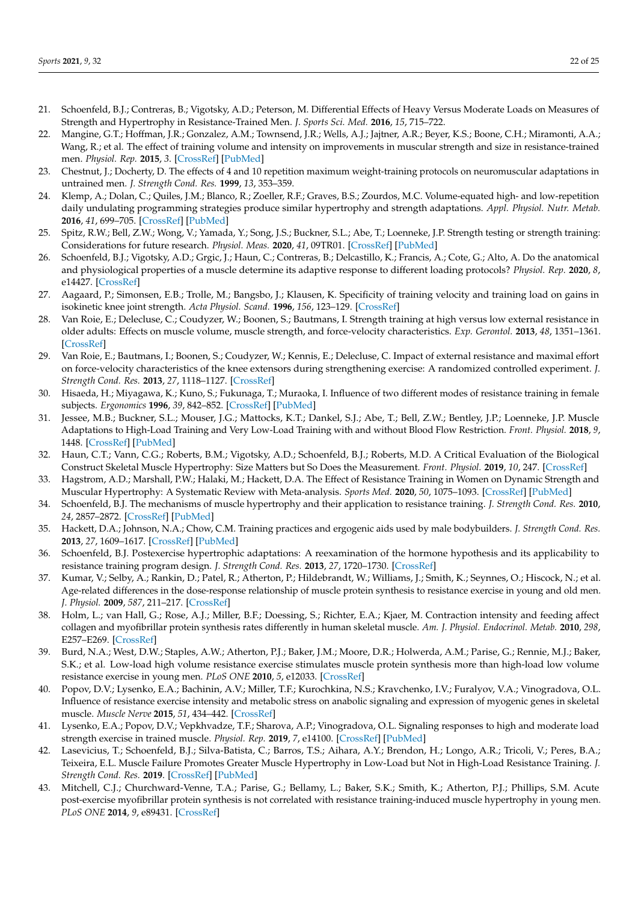21. Schoenfeld, B.J.; Contreras, B.; Vigotsky, A.D.; Peterson, M. Differential Effects of Heavy Versus Moderate Loads on Measures of Strength and Hypertrophy in Resistance-Trained Men. *J. Sports Sci. Med.* **2016**, *15*, 715–722.
22. Mangine, G.T.; Hoffman, J.R.; Gonzalez, A.M.; Townsend, J.R.; Wells, A.J.; Jajtner, A.R.; Beyer, K.S.; Boone, C.H.; Miramonti, A.A.; Wang, R.; et al. The effect of training volume and intensity on improvements in muscular strength and size in resistance-trained men. *Physiol. Rep.* **2015**, *3*. [CrossRef] [PubMed]
23. Chestnut, J.; Docherty, D. The effects of 4 and 10 repetition maximum weight-training protocols on neuromuscular adaptations in untrained men. *J. Strength Cond. Res.* **1999**, *13*, 353–359.
24. Klemp, A.; Dolan, C.; Quiles, J.M.; Blanco, R.; Zoeller, R.F.; Graves, B.S.; Zourdos, M.C. Volume-equated high- and low-repetition daily undulating programming strategies produce similar hypertrophy and strength adaptations. *Appl. Physiol. Nutr. Metab.* **2016**, *41*, 699–705. [CrossRef] [PubMed]
25. Spitz, R.W.; Bell, Z.W.; Wong, V.; Yamada, Y.; Song, J.S.; Buckner, S.L.; Abe, T.; Loenneke, J.P. Strength testing or strength training: Considerations for future research. *Physiol. Meas.* **2020**, *41*, 09TR01. [CrossRef] [PubMed]
26. Schoenfeld, B.J.; Vigotsky, A.D.; Grgic, J.; Haun, C.; Contreras, B.; Delcastillo, K.; Francis, A.; Cote, G.; Alto, A. Do the anatomical and physiological properties of a muscle determine its adaptive response to different loading protocols? *Physiol. Rep.* **2020**, *8*, e14427. [CrossRef]
27. Aagaard, P.; Simonsen, E.B.; Trolle, M.; Bangsbo, J.; Klausen, K. Specificity of training velocity and training load on gains in isokinetic knee joint strength. *Acta Physiol. Scand.* **1996**, *156*, 123–129. [CrossRef]
28. Van Roie, E.; Delecluse, C.; Coudyzer, W.; Boonen, S.; Bautmans, I. Strength training at high versus low external resistance in older adults: Effects on muscle volume, muscle strength, and force-velocity characteristics. *Exp. Gerontol.* **2013**, *48*, 1351–1361. [CrossRef]
29. Van Roie, E.; Bautmans, I.; Boonen, S.; Coudyzer, W.; Kennis, E.; Delecluse, C. Impact of external resistance and maximal effort on force-velocity characteristics of the knee extensors during strengthening exercise: A randomized controlled experiment. *J. Strength Cond. Res.* **2013**, *27*, 1118–1127. [CrossRef]
30. Hisaeda, H.; Miyagawa, K.; Kuno, S.; Fukunaga, T.; Muraoka, I. Influence of two different modes of resistance training in female subjects. *Ergonomics* **1996**, *39*, 842–852. [CrossRef] [PubMed]
31. Jessee, M.B.; Buckner, S.L.; Mouser, J.G.; Mattocks, K.T.; Dankel, S.J.; Abe, T.; Bell, Z.W.; Bentley, J.P.; Loenneke, J.P. Muscle Adaptations to High-Load Training and Very Low-Load Training with and without Blood Flow Restriction. *Front. Physiol.* **2018**, *9*, 1448. [CrossRef] [PubMed]
32. Haun, C.T.; Vann, C.G.; Roberts, B.M.; Vigotsky, A.D.; Schoenfeld, B.J.; Roberts, M.D. A Critical Evaluation of the Biological Construct Skeletal Muscle Hypertrophy: Size Matters but So Does the Measurement. *Front. Physiol.* **2019**, *10*, 247. [CrossRef]
33. Hagstrom, A.D.; Marshall, P.W.; Halaki, M.; Hackett, D.A. The Effect of Resistance Training in Women on Dynamic Strength and Muscular Hypertrophy: A Systematic Review with Meta-analysis. *Sports Med.* **2020**, *50*, 1075–1093. [CrossRef] [PubMed]
34. Schoenfeld, B.J. The mechanisms of muscle hypertrophy and their application to resistance training. *J. Strength Cond. Res.* **2010**, *24*, 2857–2872. [CrossRef] [PubMed]
35. Hackett, D.A.; Johnson, N.A.; Chow, C.M. Training practices and ergogenic aids used by male bodybuilders. *J. Strength Cond. Res.* **2013**, *27*, 1609–1617. [CrossRef] [PubMed]
36. Schoenfeld, B.J. Postexercise hypertrophic adaptations: A reexamination of the hormone hypothesis and its applicability to resistance training program design. *J. Strength Cond. Res.* **2013**, *27*, 1720–1730. [CrossRef]
37. Kumar, V.; Selby, A.; Rankin, D.; Patel, R.; Atherton, P.; Hildebrandt, W.; Williams, J.; Smith, K.; Seynnes, O.; Hiscock, N.; et al. Age-related differences in the dose-response relationship of muscle protein synthesis to resistance exercise in young and old men. *J. Physiol.* **2009**, *587*, 211–217. [CrossRef]
38. Holm, L.; van Hall, G.; Rose, A.J.; Miller, B.F.; Doessing, S.; Richter, E.A.; Kjaer, M. Contraction intensity and feeding affect collagen and myofibrillar protein synthesis rates differently in human skeletal muscle. *Am. J. Physiol. Endocrinol. Metab.* **2010**, *298*, E257–E269. [CrossRef]
39. Burd, N.A.; West, D.W.; Staples, A.W.; Atherton, P.J.; Baker, J.M.; Moore, D.R.; Holwerda, A.M.; Parise, G.; Rennie, M.J.; Baker, S.K.; et al. Low-load high volume resistance exercise stimulates muscle protein synthesis more than high-load low volume resistance exercise in young men. *PLoS ONE* **2010**, *5*, e12033. [CrossRef]
40. Popov, D.V.; Lysenko, E.A.; Bachinin, A.V.; Miller, T.F.; Kurochkina, N.S.; Kravchenko, I.V.; Furalyov, V.A.; Vinogradova, O.L. Influence of resistance exercise intensity and metabolic stress on anabolic signaling and expression of myogenic genes in skeletal muscle. *Muscle Nerve* **2015**, *51*, 434–442. [CrossRef]
41. Lysenko, E.A.; Popov, D.V.; Vepkhvadze, T.F.; Sharova, A.P.; Vinogradova, O.L. Signaling responses to high and moderate load strength exercise in trained muscle. *Physiol. Rep.* **2019**, *7*, e14100. [CrossRef] [PubMed]
42. Lasevicius, T.; Schoenfeld, B.J.; Silva-Batista, C.; Barros, T.S.; Aihara, A.Y.; Brendon, H.; Longo, A.R.; Tricoli, V.; Peres, B.A.; Teixeira, E.L. Muscle Failure Promotes Greater Muscle Hypertrophy in Low-Load but Not in High-Load Resistance Training. *J. Strength Cond. Res.* **2019**. [CrossRef] [PubMed]
43. Mitchell, C.J.; Churchward-Venne, T.A.; Parise, G.; Bellamy, L.; Baker, S.K.; Smith, K.; Atherton, P.J.; Phillips, S.M. Acute post-exercise myofibrillar protein synthesis is not correlated with resistance training-induced muscle hypertrophy in young men. *PLoS ONE* **2014**, *9*, e89431. [CrossRef]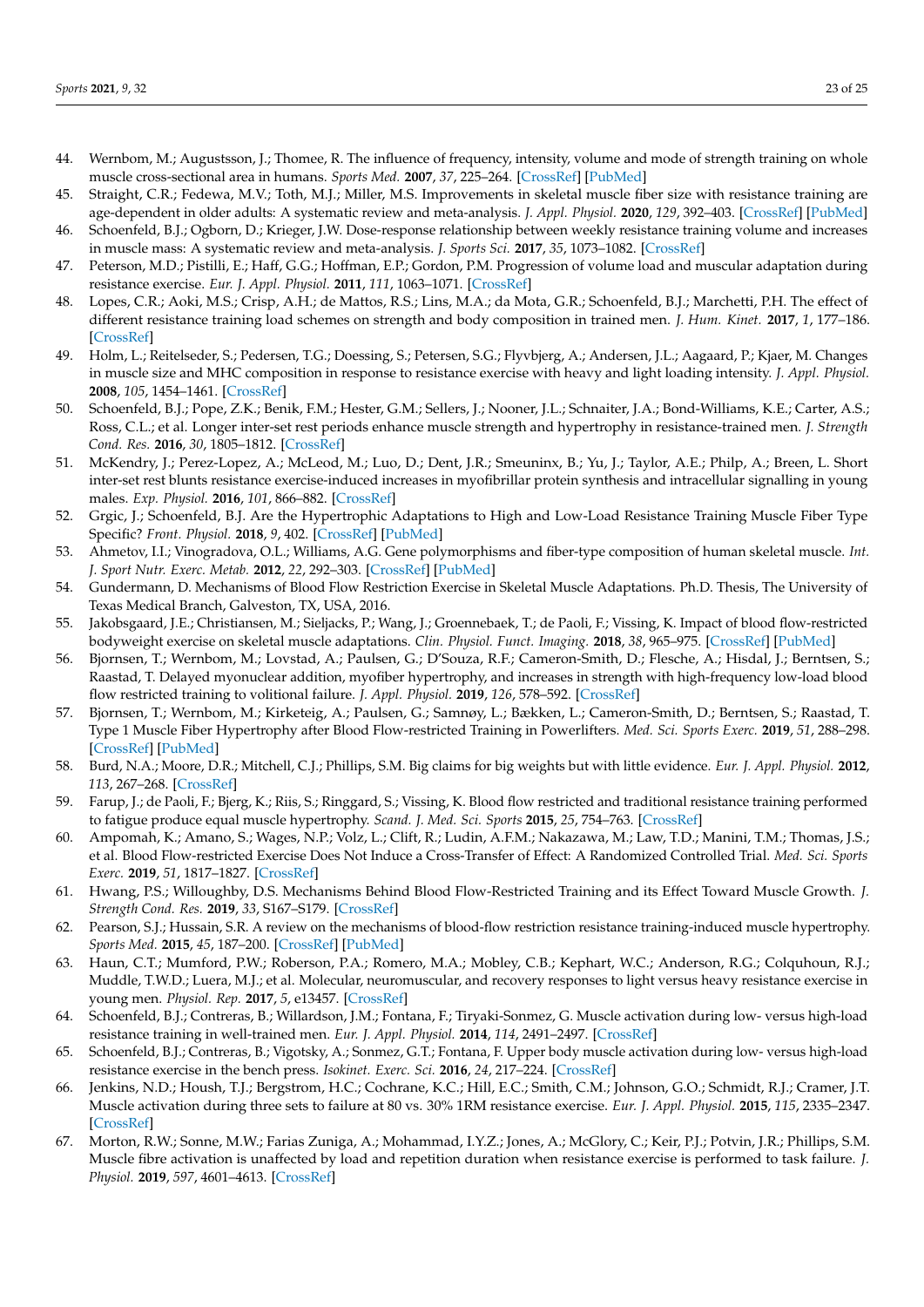44. Wernbom, M.; Augustsson, J.; Thomee, R. The influence of frequency, intensity, volume and mode of strength training on whole muscle cross-sectional area in humans. *Sports Med.* **2007**, *37*, 225–264. [CrossRef] [PubMed]
45. Straight, C.R.; Fedewa, M.V.; Toth, M.J.; Miller, M.S. Improvements in skeletal muscle fiber size with resistance training are age-dependent in older adults: A systematic review and meta-analysis. *J. Appl. Physiol.* **2020**, *129*, 392–403. [CrossRef] [PubMed]
46. Schoenfeld, B.J.; Ogborn, D.; Krieger, J.W. Dose-response relationship between weekly resistance training volume and increases in muscle mass: A systematic review and meta-analysis. *J. Sports Sci.* **2017**, *35*, 1073–1082. [CrossRef]
47. Peterson, M.D.; Pistilli, E.; Haff, G.G.; Hoffman, E.P.; Gordon, P.M. Progression of volume load and muscular adaptation during resistance exercise. *Eur. J. Appl. Physiol.* **2011**, *111*, 1063–1071. [CrossRef]
48. Lopes, C.R.; Aoki, M.S.; Crisp, A.H.; de Mattos, R.S.; Lins, M.A.; da Mota, G.R.; Schoenfeld, B.J.; Marchetti, P.H. The effect of different resistance training load schemes on strength and body composition in trained men. *J. Hum. Kinet.* **2017**, *1*, 177–186. [CrossRef]
49. Holm, L.; Reitelseder, S.; Pedersen, T.G.; Doessing, S.; Petersen, S.G.; Flyvbjerg, A.; Andersen, J.L.; Aagaard, P.; Kjaer, M. Changes in muscle size and MHC composition in response to resistance exercise with heavy and light loading intensity. *J. Appl. Physiol.* **2008**, *105*, 1454–1461. [CrossRef]
50. Schoenfeld, B.J.; Pope, Z.K.; Benik, F.M.; Hester, G.M.; Sellers, J.; Nooner, J.L.; Schnaiter, J.A.; Bond-Williams, K.E.; Carter, A.S.; Ross, C.L.; et al. Longer inter-set rest periods enhance muscle strength and hypertrophy in resistance-trained men. *J. Strength Cond. Res.* **2016**, *30*, 1805–1812. [CrossRef]
51. McKendry, J.; Perez-Lopez, A.; McLeod, M.; Luo, D.; Dent, J.R.; Smeuninx, B.; Yu, J.; Taylor, A.E.; Philp, A.; Breen, L. Short inter-set rest blunts resistance exercise-induced increases in myofibrillar protein synthesis and intracellular signalling in young males. *Exp. Physiol.* **2016**, *101*, 866–882. [CrossRef]
52. Grgic, J.; Schoenfeld, B.J. Are the Hypertrophic Adaptations to High and Low-Load Resistance Training Muscle Fiber Type Specific? *Front. Physiol.* **2018**, *9*, 402. [CrossRef] [PubMed]
53. Ahmetov, I.I.; Vinogradova, O.L.; Williams, A.G. Gene polymorphisms and fiber-type composition of human skeletal muscle. *Int. J. Sport Nutr. Exerc. Metab.* **2012**, *22*, 292–303. [CrossRef] [PubMed]
54. Gundermann, D. Mechanisms of Blood Flow Restriction Exercise in Skeletal Muscle Adaptations. Ph.D. Thesis, The University of Texas Medical Branch, Galveston, TX, USA, 2016.
55. Jakobsgaard, J.E.; Christiansen, M.; Sieljacks, P.; Wang, J.; Groennebaek, T.; de Paoli, F.; Vissing, K. Impact of blood flow-restricted bodyweight exercise on skeletal muscle adaptations. *Clin. Physiol. Funct. Imaging.* **2018**, *38*, 965–975. [CrossRef] [PubMed]
56. Bjornsen, T.; Wernbom, M.; Lovstad, A.; Paulsen, G.; D'Souza, R.F.; Cameron-Smith, D.; Flesche, A.; Hisdal, J.; Berntsen, S.; Raastad, T. Delayed myonuclear addition, myofiber hypertrophy, and increases in strength with high-frequency low-load blood flow restricted training to volitional failure. *J. Appl. Physiol.* **2019**, *126*, 578–592. [CrossRef]
57. Bjornsen, T.; Wernbom, M.; Kirketeig, A.; Paulsen, G.; Samnøy, L.; Bækken, L.; Cameron-Smith, D.; Berntsen, S.; Raastad, T. Type 1 Muscle Fiber Hypertrophy after Blood Flow-restricted Training in Powerlifters. *Med. Sci. Sports Exerc.* **2019**, *51*, 288–298. [CrossRef] [PubMed]
58. Burd, N.A.; Moore, D.R.; Mitchell, C.J.; Phillips, S.M. Big claims for big weights but with little evidence. *Eur. J. Appl. Physiol.* **2012**, *113*, 267–268. [CrossRef]
59. Farup, J.; de Paoli, F.; Bjerg, K.; Riis, S.; Ringgard, S.; Vissing, K. Blood flow restricted and traditional resistance training performed to fatigue produce equal muscle hypertrophy. *Scand. J. Med. Sci. Sports* **2015**, *25*, 754–763. [CrossRef]
60. Ampomah, K.; Amano, S.; Wages, N.P.; Volz, L.; Clift, R.; Ludin, A.F.M.; Nakazawa, M.; Law, T.D.; Manini, T.M.; Thomas, J.S.; et al. Blood Flow-restricted Exercise Does Not Induce a Cross-Transfer of Effect: A Randomized Controlled Trial. *Med. Sci. Sports Exerc.* **2019**, *51*, 1817–1827. [CrossRef]
61. Hwang, P.S.; Willoughby, D.S. Mechanisms Behind Blood Flow-Restricted Training and its Effect Toward Muscle Growth. *J. Strength Cond. Res.* **2019**, *33*, S167–S179. [CrossRef]
62. Pearson, S.J.; Hussain, S.R. A review on the mechanisms of blood-flow restriction resistance training-induced muscle hypertrophy. *Sports Med.* **2015**, *45*, 187–200. [CrossRef] [PubMed]
63. Haun, C.T.; Mumford, P.W.; Roberson, P.A.; Romero, M.A.; Mobley, C.B.; Kephart, W.C.; Anderson, R.G.; Colquhoun, R.J.; Muddle, T.W.D.; Luera, M.J.; et al. Molecular, neuromuscular, and recovery responses to light versus heavy resistance exercise in young men. *Physiol. Rep.* **2017**, *5*, e13457. [CrossRef]
64. Schoenfeld, B.J.; Contreras, B.; Willardson, J.M.; Fontana, F.; Tiryaki-Sonmez, G. Muscle activation during low- versus high-load resistance training in well-trained men. *Eur. J. Appl. Physiol.* **2014**, *114*, 2491–2497. [CrossRef]
65. Schoenfeld, B.J.; Contreras, B.; Vigotsky, A.; Sonmez, G.T.; Fontana, F. Upper body muscle activation during low- versus high-load resistance exercise in the bench press. *Isokinet. Exerc. Sci.* **2016**, *24*, 217–224. [CrossRef]
66. Jenkins, N.D.; Housh, T.J.; Bergstrom, H.C.; Cochrane, K.C.; Hill, E.C.; Smith, C.M.; Johnson, G.O.; Schmidt, R.J.; Cramer, J.T. Muscle activation during three sets to failure at 80 vs. 30% 1RM resistance exercise. *Eur. J. Appl. Physiol.* **2015**, *115*, 2335–2347. [CrossRef]
67. Morton, R.W.; Sonne, M.W.; Farias Zuniga, A.; Mohammad, I.Y.Z.; Jones, A.; McGlory, C.; Keir, P.J.; Potvin, J.R.; Phillips, S.M. Muscle fibre activation is unaffected by load and repetition duration when resistance exercise is performed to task failure. *J. Physiol.* **2019**, *597*, 4601–4613. [CrossRef]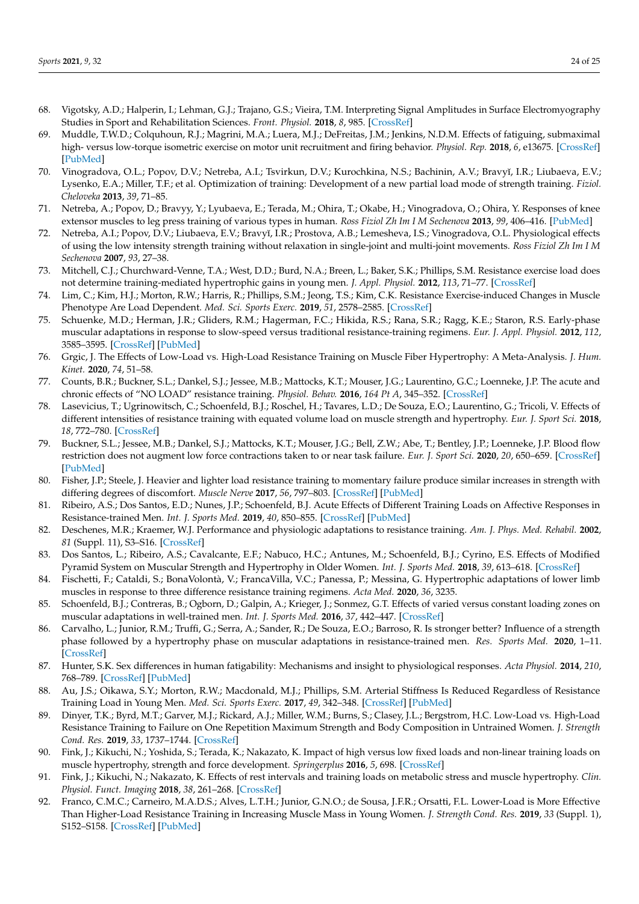68. Vigotsky, A.D.; Halperin, I.; Lehman, G.J.; Trajano, G.S.; Vieira, T.M. Interpreting Signal Amplitudes in Surface Electromyography Studies in Sport and Rehabilitation Sciences. *Front. Physiol.* **2018**, *8*, 985. [CrossRef]
69. Muddle, T.W.D.; Colquhoun, R.J.; Magrini, M.A.; Luera, M.J.; DeFreitas, J.M.; Jenkins, N.D.M. Effects of fatiguing, submaximal high- versus low-torque isometric exercise on motor unit recruitment and firing behavior. *Physiol. Rep.* **2018**, *6*, e13675. [CrossRef] [PubMed]
70. Vinogradova, O.L.; Popov, D.V.; Netreba, A.I.; Tsvirkun, D.V.; Kurochkina, N.S.; Bachinin, A.V.; Bravyĭ, I.R.; Liubaeva, E.V.; Lysenko, E.A.; Miller, T.F.; et al. Optimization of training: Development of a new partial load mode of strength training. *Fiziol. Cheloveka* **2013**, *39*, 71–85.
71. Netreba, A.; Popov, D.; Bravyy, Y.; Lyubaeva, E.; Terada, M.; Ohira, T.; Okabe, H.; Vinogradova, O.; Ohira, Y. Responses of knee extensor muscles to leg press training of various types in human. *Ross Fiziol Zh Im I M Sechenova* **2013**, *99*, 406–416. [PubMed]
72. Netreba, A.I.; Popov, D.V.; Liubaeva, E.V.; Bravyĭ, I.R.; Prostova, A.B.; Lemesheva, I.S.; Vinogradova, O.L. Physiological effects of using the low intensity strength training without relaxation in single-joint and multi-joint movements. *Ross Fiziol Zh Im I M Sechenova* **2007**, *93*, 27–38.
73. Mitchell, C.J.; Churchward-Venne, T.A.; West, D.D.; Burd, N.A.; Breen, L.; Baker, S.K.; Phillips, S.M. Resistance exercise load does not determine training-mediated hypertrophic gains in young men. *J. Appl. Physiol.* **2012**, *113*, 71–77. [CrossRef]
74. Lim, C.; Kim, H.J.; Morton, R.W.; Harris, R.; Phillips, S.M.; Jeong, T.S.; Kim, C.K. Resistance Exercise-induced Changes in Muscle Phenotype Are Load Dependent. *Med. Sci. Sports Exerc.* **2019**, *51*, 2578–2585. [CrossRef]
75. Schuenke, M.D.; Herman, J.R.; Gliders, R.M.; Hagerman, F.C.; Hikida, R.S.; Rana, S.R.; Ragg, K.E.; Staron, R.S. Early-phase muscular adaptations in response to slow-speed versus traditional resistance-training regimens. *Eur. J. Appl. Physiol.* **2012**, *112*, 3585–3595. [CrossRef] [PubMed]
76. Grgic, J. The Effects of Low-Load vs. High-Load Resistance Training on Muscle Fiber Hypertrophy: A Meta-Analysis. *J. Hum. Kinet.* **2020**, *74*, 51–58.
77. Counts, B.R.; Buckner, S.L.; Dankel, S.J.; Jessee, M.B.; Mattocks, K.T.; Mouser, J.G.; Laurentino, G.C.; Loenneke, J.P. The acute and chronic effects of "NO LOAD" resistance training. *Physiol. Behav.* **2016**, *164 Pt A*, 345–352. [CrossRef]
78. Lasevicius, T.; Ugrinowitsch, C.; Schoenfeld, B.J.; Roschel, H.; Tavares, L.D.; De Souza, E.O.; Laurentino, G.; Tricoli, V. Effects of different intensities of resistance training with equated volume load on muscle strength and hypertrophy. *Eur. J. Sport Sci.* **2018**, *18*, 772–780. [CrossRef]
79. Buckner, S.L.; Jessee, M.B.; Dankel, S.J.; Mattocks, K.T.; Mouser, J.G.; Bell, Z.W.; Abe, T.; Bentley, J.P.; Loenneke, J.P. Blood flow restriction does not augment low force contractions taken to or near task failure. *Eur. J. Sport Sci.* **2020**, *20*, 650–659. [CrossRef] [PubMed]
80. Fisher, J.P.; Steele, J. Heavier and lighter load resistance training to momentary failure produce similar increases in strength with differing degrees of discomfort. *Muscle Nerve* **2017**, *56*, 797–803. [CrossRef] [PubMed]
81. Ribeiro, A.S.; Dos Santos, E.D.; Nunes, J.P.; Schoenfeld, B.J. Acute Effects of Different Training Loads on Affective Responses in Resistance-trained Men. *Int. J. Sports Med.* **2019**, *40*, 850–855. [CrossRef] [PubMed]
82. Deschenes, M.R.; Kraemer, W.J. Performance and physiologic adaptations to resistance training. *Am. J. Phys. Med. Rehabil.* **2002**, *81* (Suppl. 11), S3–S16. [CrossRef]
83. Dos Santos, L.; Ribeiro, A.S.; Cavalcante, E.F.; Nabuco, H.C.; Antunes, M.; Schoenfeld, B.J.; Cyrino, E.S. Effects of Modified Pyramid System on Muscular Strength and Hypertrophy in Older Women. *Int. J. Sports Med.* **2018**, *39*, 613–618. [CrossRef]
84. Fischetti, F.; Cataldi, S.; BonaVolontà, V.; FrancaVilla, V.C.; Panessa, P.; Messina, G. Hypertrophic adaptations of lower limb muscles in response to three difference resistance training regimens. *Acta Med.* **2020**, *36*, 3235.
85. Schoenfeld, B.J.; Contreras, B.; Ogborn, D.; Galpin, A.; Krieger, J.; Sonmez, G.T. Effects of varied versus constant loading zones on muscular adaptations in well-trained men. *Int. J. Sports Med.* **2016**, *37*, 442–447. [CrossRef]
86. Carvalho, L.; Junior, R.M.; Truffi, G.; Serra, A.; Sander, R.; De Souza, E.O.; Barroso, R. Is stronger better? Influence of a strength phase followed by a hypertrophy phase on muscular adaptations in resistance-trained men. *Res. Sports Med.* **2020**, 1–11. [CrossRef]
87. Hunter, S.K. Sex differences in human fatigability: Mechanisms and insight to physiological responses. *Acta Physiol.* **2014**, *210*, 768–789. [CrossRef] [PubMed]
88. Au, J.S.; Oikawa, S.Y.; Morton, R.W.; Macdonald, M.J.; Phillips, S.M. Arterial Stiffness Is Reduced Regardless of Resistance Training Load in Young Men. *Med. Sci. Sports Exerc.* **2017**, *49*, 342–348. [CrossRef] [PubMed]
89. Dinyer, T.K.; Byrd, M.T.; Garver, M.J.; Rickard, A.J.; Miller, W.M.; Burns, S.; Clasey, J.L.; Bergstrom, H.C. Low-Load vs. High-Load Resistance Training to Failure on One Repetition Maximum Strength and Body Composition in Untrained Women. *J. Strength Cond. Res.* **2019**, *33*, 1737–1744. [CrossRef]
90. Fink, J.; Kikuchi, N.; Yoshida, S.; Terada, K.; Nakazato, K. Impact of high versus low fixed loads and non-linear training loads on muscle hypertrophy, strength and force development. *Springerplus* **2016**, *5*, 698. [CrossRef]
91. Fink, J.; Kikuchi, N.; Nakazato, K. Effects of rest intervals and training loads on metabolic stress and muscle hypertrophy. *Clin. Physiol. Funct. Imaging* **2018**, *38*, 261–268. [CrossRef]
92. Franco, C.M.C.; Carneiro, M.A.D.S.; Alves, L.T.H.; Junior, G.N.O.; de Sousa, J.F.R.; Orsatti, F.L. Lower-Load is More Effective Than Higher-Load Resistance Training in Increasing Muscle Mass in Young Women. *J. Strength Cond. Res.* **2019**, *33* (Suppl. 1), S152–S158. [CrossRef] [PubMed]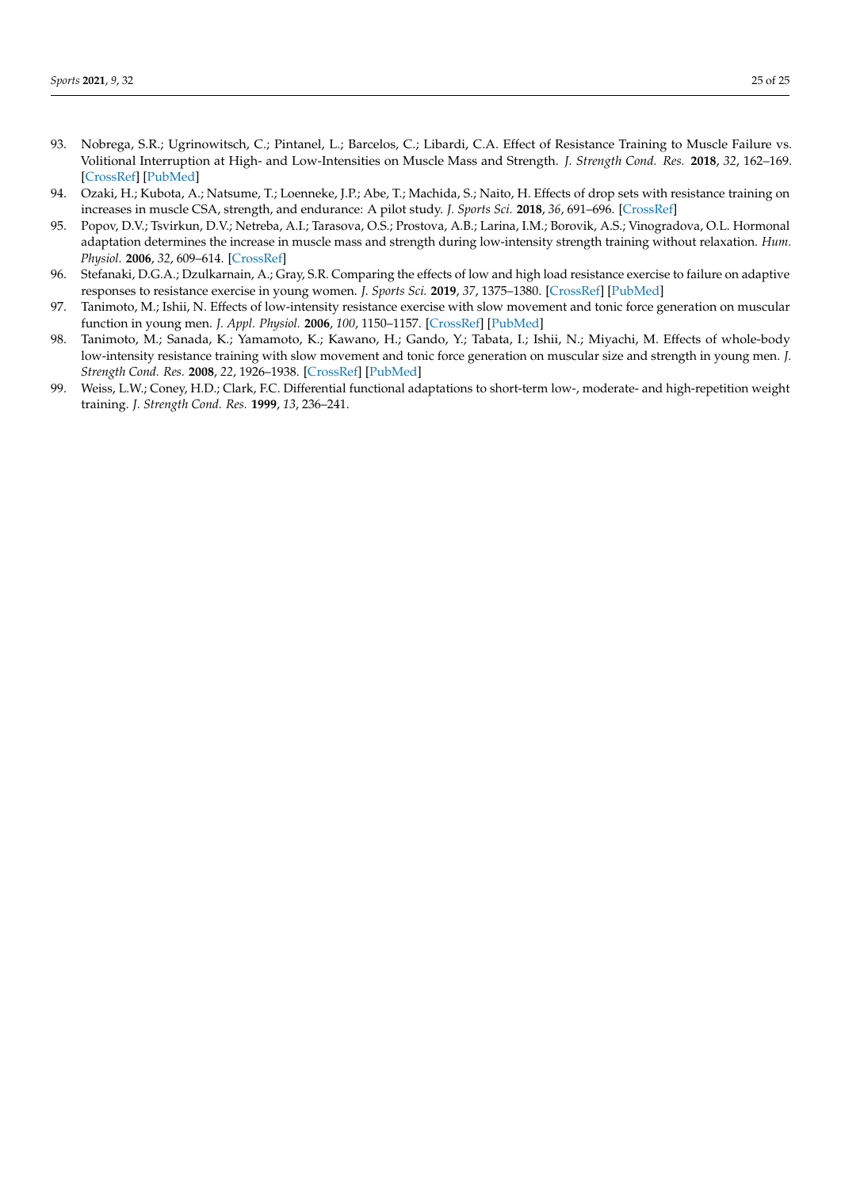93. Nobrega, S.R.; Ugrinowitsch, C.; Pintanel, L.; Barcelos, C.; Libardi, C.A. Effect of Resistance Training to Muscle Failure vs. Volitional Interruption at High- and Low-Intensities on Muscle Mass and Strength. *J. Strength Cond. Res.* **2018**, *32*, 162–169. [CrossRef] [PubMed]
94. Ozaki, H.; Kubota, A.; Natsume, T.; Loenneke, J.P.; Abe, T.; Machida, S.; Naito, H. Effects of drop sets with resistance training on increases in muscle CSA, strength, and endurance: A pilot study. *J. Sports Sci.* **2018**, *36*, 691–696. [CrossRef]
95. Popov, D.V.; Tsvirkun, D.V.; Netreba, A.I.; Tarasova, O.S.; Prostova, A.B.; Larina, I.M.; Borovik, A.S.; Vinogradova, O.L. Hormonal adaptation determines the increase in muscle mass and strength during low-intensity strength training without relaxation. *Hum. Physiol.* **2006**, *32*, 609–614. [CrossRef]
96. Stefanaki, D.G.A.; Dzulkarnain, A.; Gray, S.R. Comparing the effects of low and high load resistance exercise to failure on adaptive responses to resistance exercise in young women. *J. Sports Sci.* **2019**, *37*, 1375–1380. [CrossRef] [PubMed]
97. Tanimoto, M.; Ishii, N. Effects of low-intensity resistance exercise with slow movement and tonic force generation on muscular function in young men. *J. Appl. Physiol.* **2006**, *100*, 1150–1157. [CrossRef] [PubMed]
98. Tanimoto, M.; Sanada, K.; Yamamoto, K.; Kawano, H.; Gando, Y.; Tabata, I.; Ishii, N.; Miyachi, M. Effects of whole-body low-intensity resistance training with slow movement and tonic force generation on muscular size and strength in young men. *J. Strength Cond. Res.* **2008**, *22*, 1926–1938. [CrossRef] [PubMed]
99. Weiss, L.W.; Coney, H.D.; Clark, F.C. Differential functional adaptations to short-term low-, moderate- and high-repetition weight training. *J. Strength Cond. Res.* **1999**, *13*, 236–241.